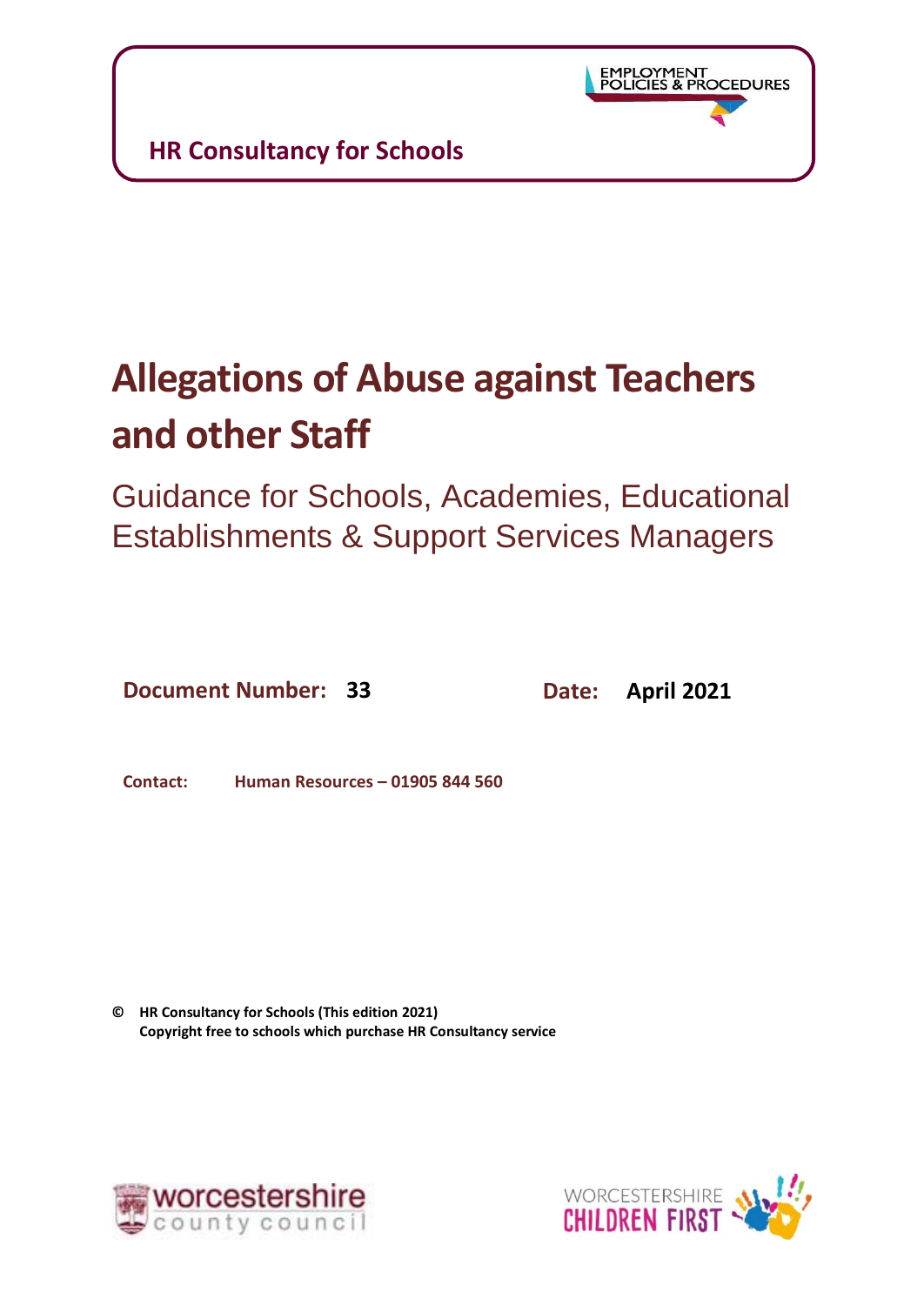EMPLOYMENT POLICIES & PROCEDURES

**HR Consultancy for Schools**

# Allegations of Abuse against Teachers and other Staff

## Guidance for Schools, Academies, Educational Establishments & Support Services Managers

**Document Number: 33** **Date: April 2021**

**Contact: Human Resources – 01905 844 560**

**© HR Consultancy for Schools (This edition 2021)**
**Copyright free to schools which purchase HR Consultancy service**

worcestershire county council

WORCESTERSHIRE CHILDREN FIRST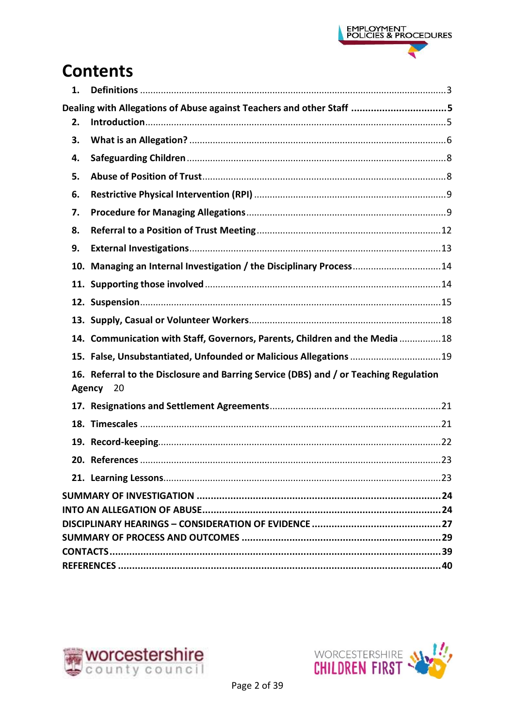# Contents

1. **Definitions** ........................................................................................................3

**Dealing with Allegations of Abuse against Teachers and other Staff** ..................................5

2. **Introduction**........................................................................................................5
3. **What is an Allegation?** ......................................................................................6
4. **Safeguarding Children** ......................................................................................8
5. **Abuse of Position of Trust**..................................................................................8
6. **Restrictive Physical Intervention (RPI)** ..............................................................9
7. **Procedure for Managing Allegations**..................................................................9
8. **Referral to a Position of Trust Meeting**..............................................................12
9. **External Investigations**.....................................................................................13
10. **Managing an Internal Investigation / the Disciplinary Process**..........................14
11. **Supporting those involved** ...............................................................................14
12. **Suspension**.......................................................................................................15
13. **Supply, Casual or Volunteer Workers**...............................................................18
14. **Communication with Staff, Governors, Parents, Children and the Media** ...............18
15. **False, Unsubstantiated, Unfounded or Malicious Allegations** ............................19
16. **Referral to the Disclosure and Barring Service (DBS) and / or Teaching Regulation Agency** 20
17. **Resignations and Settlement Agreements**........................................................21
18. **Timescales** .......................................................................................................21
19. **Record-keeping**................................................................................................22
20. **References** .......................................................................................................23
21. **Learning Lessons**..............................................................................................23

**SUMMARY OF INVESTIGATION** .........................................................................................24

**INTO AN ALLEGATION OF ABUSE**.......................................................................................24

**DISCIPLINARY HEARINGS – CONSIDERATION OF EVIDENCE** .............................................27

**SUMMARY OF PROCESS AND OUTCOMES** ........................................................................29

**CONTACTS**...........................................................................................................................39

**REFERENCES** .......................................................................................................................40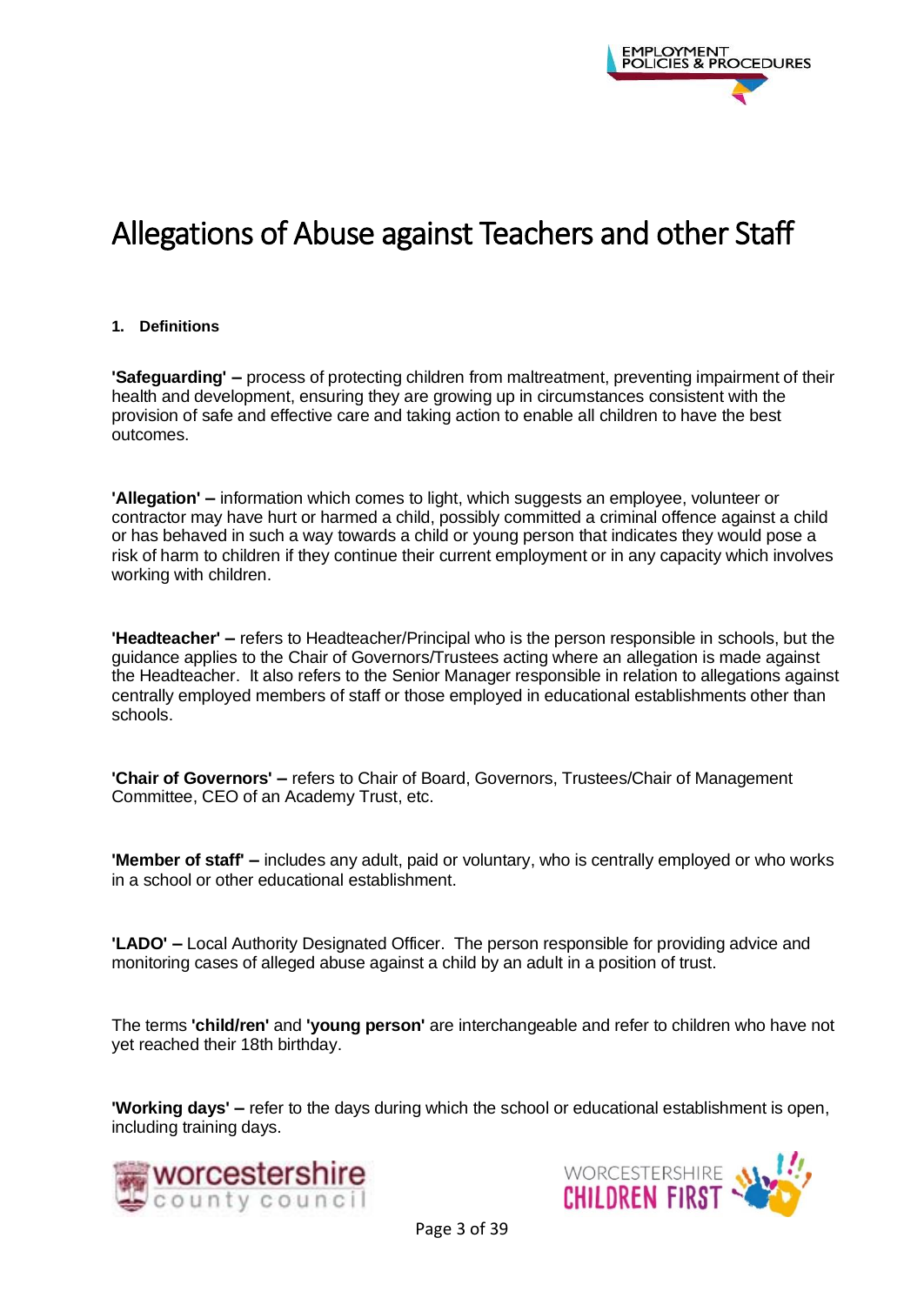# Allegations of Abuse against Teachers and other Staff

## 1. Definitions

**'Safeguarding' –** process of protecting children from maltreatment, preventing impairment of their health and development, ensuring they are growing up in circumstances consistent with the provision of safe and effective care and taking action to enable all children to have the best outcomes.

**'Allegation' –** information which comes to light, which suggests an employee, volunteer or contractor may have hurt or harmed a child, possibly committed a criminal offence against a child or has behaved in such a way towards a child or young person that indicates they would pose a risk of harm to children if they continue their current employment or in any capacity which involves working with children.

**'Headteacher' –** refers to Headteacher/Principal who is the person responsible in schools, but the guidance applies to the Chair of Governors/Trustees acting where an allegation is made against the Headteacher. It also refers to the Senior Manager responsible in relation to allegations against centrally employed members of staff or those employed in educational establishments other than schools.

**'Chair of Governors' –** refers to Chair of Board, Governors, Trustees/Chair of Management Committee, CEO of an Academy Trust, etc.

**'Member of staff' –** includes any adult, paid or voluntary, who is centrally employed or who works in a school or other educational establishment.

**'LADO' –** Local Authority Designated Officer. The person responsible for providing advice and monitoring cases of alleged abuse against a child by an adult in a position of trust.

The terms **'child/ren'** and **'young person'** are interchangeable and refer to children who have not yet reached their 18th birthday.

**'Working days' –** refer to the days during which the school or educational establishment is open, including training days.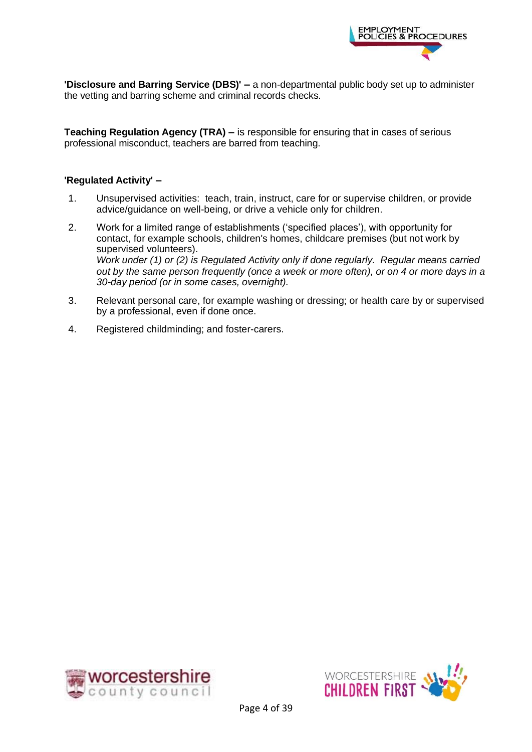**'Disclosure and Barring Service (DBS)' –** a non-departmental public body set up to administer the vetting and barring scheme and criminal records checks.

**Teaching Regulation Agency (TRA) –** is responsible for ensuring that in cases of serious professional misconduct, teachers are barred from teaching.

**'Regulated Activity' –**

1. Unsupervised activities: teach, train, instruct, care for or supervise children, or provide advice/guidance on well-being, or drive a vehicle only for children.
2. Work for a limited range of establishments ('specified places'), with opportunity for contact, for example schools, children's homes, childcare premises (but not work by supervised volunteers).
   *Work under (1) or (2) is Regulated Activity only if done regularly. Regular means carried out by the same person frequently (once a week or more often), or on 4 or more days in a 30-day period (or in some cases, overnight).*
3. Relevant personal care, for example washing or dressing; or health care by or supervised by a professional, even if done once.
4. Registered childminding; and foster-carers.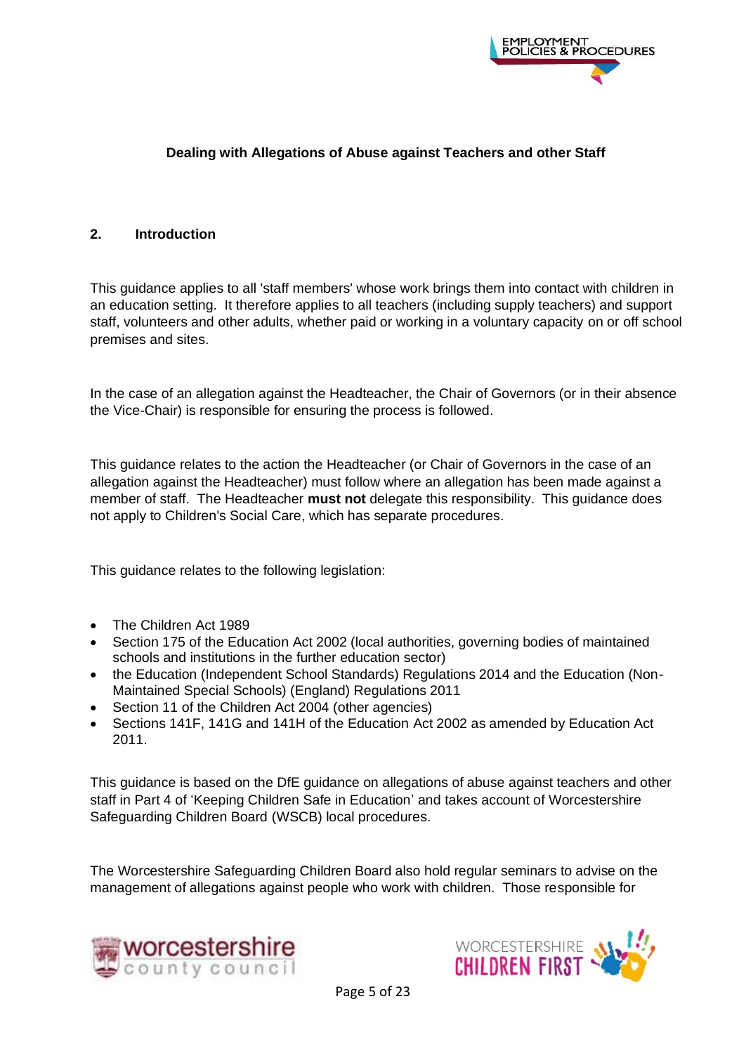**Dealing with Allegations of Abuse against Teachers and other Staff**

## 2. Introduction

This guidance applies to all 'staff members' whose work brings them into contact with children in an education setting. It therefore applies to all teachers (including supply teachers) and support staff, volunteers and other adults, whether paid or working in a voluntary capacity on or off school premises and sites.

In the case of an allegation against the Headteacher, the Chair of Governors (or in their absence the Vice-Chair) is responsible for ensuring the process is followed.

This guidance relates to the action the Headteacher (or Chair of Governors in the case of an allegation against the Headteacher) must follow where an allegation has been made against a member of staff. The Headteacher **must not** delegate this responsibility. This guidance does not apply to Children's Social Care, which has separate procedures.

This guidance relates to the following legislation:

- The Children Act 1989
- Section 175 of the Education Act 2002 (local authorities, governing bodies of maintained schools and institutions in the further education sector)
- the Education (Independent School Standards) Regulations 2014 and the Education (Non-Maintained Special Schools) (England) Regulations 2011
- Section 11 of the Children Act 2004 (other agencies)
- Sections 141F, 141G and 141H of the Education Act 2002 as amended by Education Act 2011.

This guidance is based on the DfE guidance on allegations of abuse against teachers and other staff in Part 4 of 'Keeping Children Safe in Education' and takes account of Worcestershire Safeguarding Children Board (WSCB) local procedures.

The Worcestershire Safeguarding Children Board also hold regular seminars to advise on the management of allegations against people who work with children. Those responsible for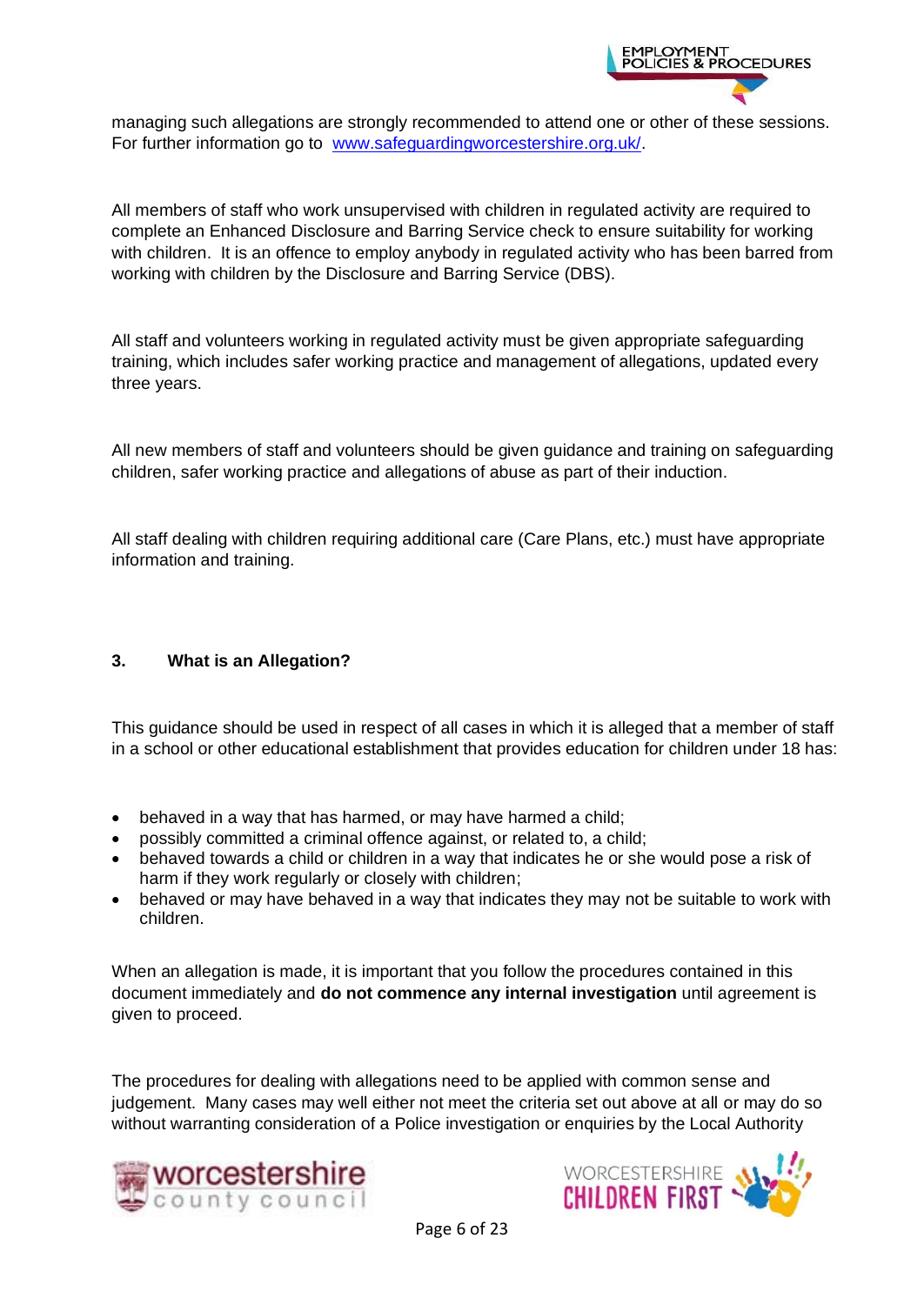managing such allegations are strongly recommended to attend one or other of these sessions. For further information go to [www.safeguardingworcestershire.org.uk/](www.safeguardingworcestershire.org.uk/).

All members of staff who work unsupervised with children in regulated activity are required to complete an Enhanced Disclosure and Barring Service check to ensure suitability for working with children. It is an offence to employ anybody in regulated activity who has been barred from working with children by the Disclosure and Barring Service (DBS).

All staff and volunteers working in regulated activity must be given appropriate safeguarding training, which includes safer working practice and management of allegations, updated every three years.

All new members of staff and volunteers should be given guidance and training on safeguarding children, safer working practice and allegations of abuse as part of their induction.

All staff dealing with children requiring additional care (Care Plans, etc.) must have appropriate information and training.

## 3. What is an Allegation?

This guidance should be used in respect of all cases in which it is alleged that a member of staff in a school or other educational establishment that provides education for children under 18 has:

- behaved in a way that has harmed, or may have harmed a child;
- possibly committed a criminal offence against, or related to, a child;
- behaved towards a child or children in a way that indicates he or she would pose a risk of harm if they work regularly or closely with children;
- behaved or may have behaved in a way that indicates they may not be suitable to work with children.

When an allegation is made, it is important that you follow the procedures contained in this document immediately and **do not commence any internal investigation** until agreement is given to proceed.

The procedures for dealing with allegations need to be applied with common sense and judgement. Many cases may well either not meet the criteria set out above at all or may do so without warranting consideration of a Police investigation or enquiries by the Local Authority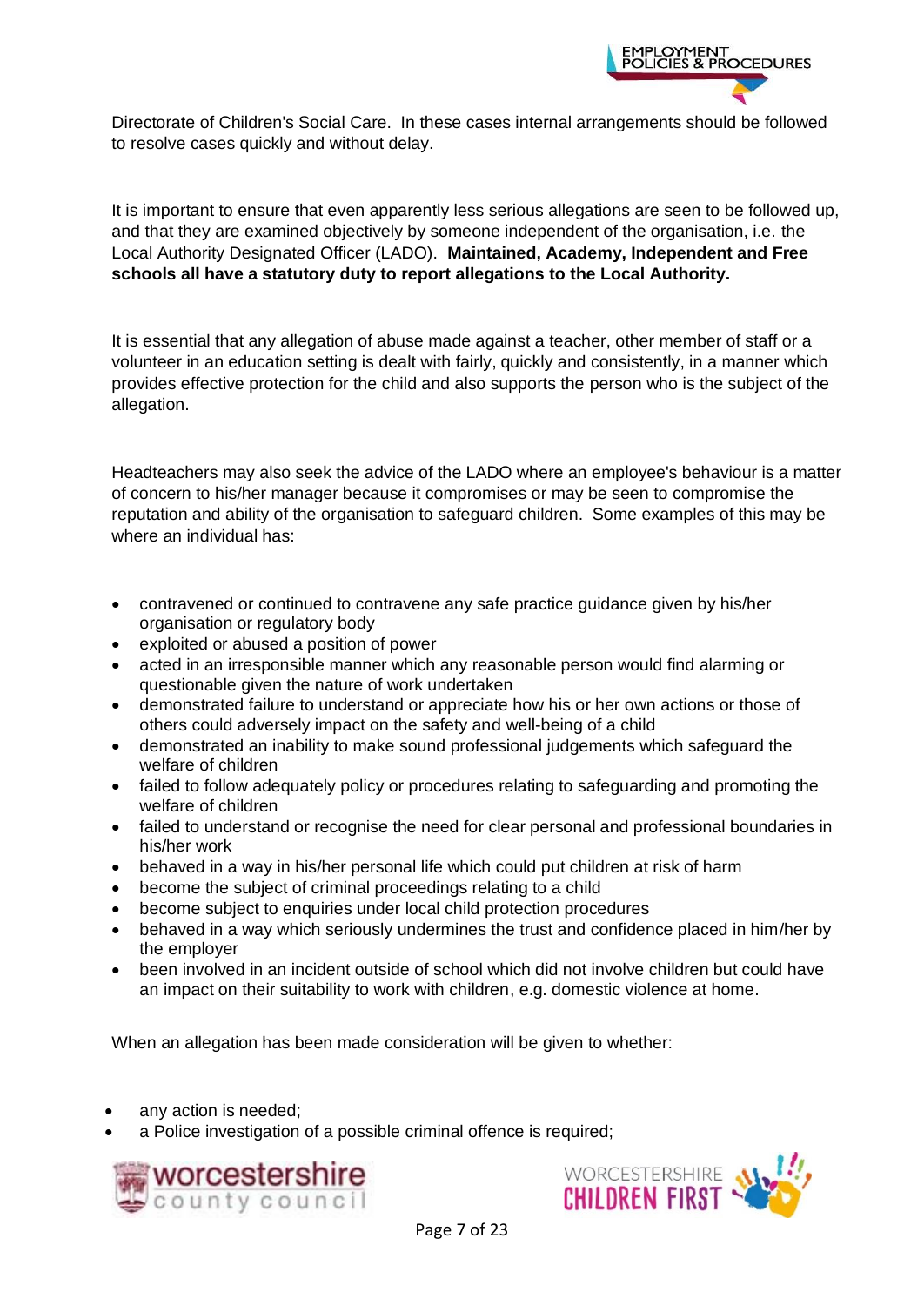Directorate of Children's Social Care. In these cases internal arrangements should be followed to resolve cases quickly and without delay.

It is important to ensure that even apparently less serious allegations are seen to be followed up, and that they are examined objectively by someone independent of the organisation, i.e. the Local Authority Designated Officer (LADO). **Maintained, Academy, Independent and Free schools all have a statutory duty to report allegations to the Local Authority.**

It is essential that any allegation of abuse made against a teacher, other member of staff or a volunteer in an education setting is dealt with fairly, quickly and consistently, in a manner which provides effective protection for the child and also supports the person who is the subject of the allegation.

Headteachers may also seek the advice of the LADO where an employee's behaviour is a matter of concern to his/her manager because it compromises or may be seen to compromise the reputation and ability of the organisation to safeguard children. Some examples of this may be where an individual has:

- contravened or continued to contravene any safe practice guidance given by his/her organisation or regulatory body
- exploited or abused a position of power
- acted in an irresponsible manner which any reasonable person would find alarming or questionable given the nature of work undertaken
- demonstrated failure to understand or appreciate how his or her own actions or those of others could adversely impact on the safety and well-being of a child
- demonstrated an inability to make sound professional judgements which safeguard the welfare of children
- failed to follow adequately policy or procedures relating to safeguarding and promoting the welfare of children
- failed to understand or recognise the need for clear personal and professional boundaries in his/her work
- behaved in a way in his/her personal life which could put children at risk of harm
- become the subject of criminal proceedings relating to a child
- become subject to enquiries under local child protection procedures
- behaved in a way which seriously undermines the trust and confidence placed in him/her by the employer
- been involved in an incident outside of school which did not involve children but could have an impact on their suitability to work with children, e.g. domestic violence at home.

When an allegation has been made consideration will be given to whether:

- any action is needed;
- a Police investigation of a possible criminal offence is required;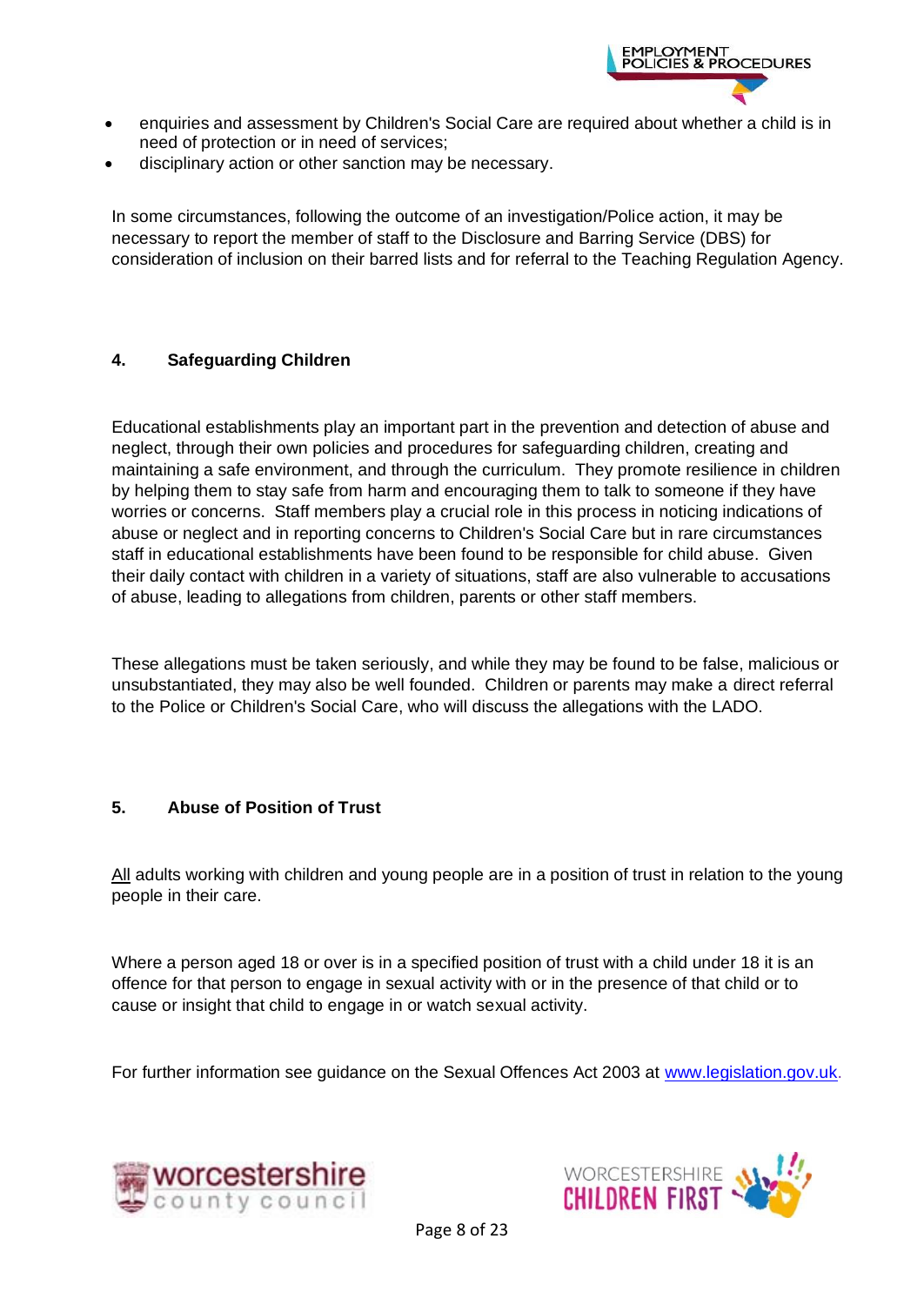- enquiries and assessment by Children's Social Care are required about whether a child is in need of protection or in need of services;
- disciplinary action or other sanction may be necessary.

In some circumstances, following the outcome of an investigation/Police action, it may be necessary to report the member of staff to the Disclosure and Barring Service (DBS) for consideration of inclusion on their barred lists and for referral to the Teaching Regulation Agency.

## 4. Safeguarding Children

Educational establishments play an important part in the prevention and detection of abuse and neglect, through their own policies and procedures for safeguarding children, creating and maintaining a safe environment, and through the curriculum. They promote resilience in children by helping them to stay safe from harm and encouraging them to talk to someone if they have worries or concerns. Staff members play a crucial role in this process in noticing indications of abuse or neglect and in reporting concerns to Children's Social Care but in rare circumstances staff in educational establishments have been found to be responsible for child abuse. Given their daily contact with children in a variety of situations, staff are also vulnerable to accusations of abuse, leading to allegations from children, parents or other staff members.

These allegations must be taken seriously, and while they may be found to be false, malicious or unsubstantiated, they may also be well founded. Children or parents may make a direct referral to the Police or Children's Social Care, who will discuss the allegations with the LADO.

## 5. Abuse of Position of Trust

All adults working with children and young people are in a position of trust in relation to the young people in their care.

Where a person aged 18 or over is in a specified position of trust with a child under 18 it is an offence for that person to engage in sexual activity with or in the presence of that child or to cause or insight that child to engage in or watch sexual activity.

For further information see guidance on the Sexual Offences Act 2003 at www.legislation.gov.uk.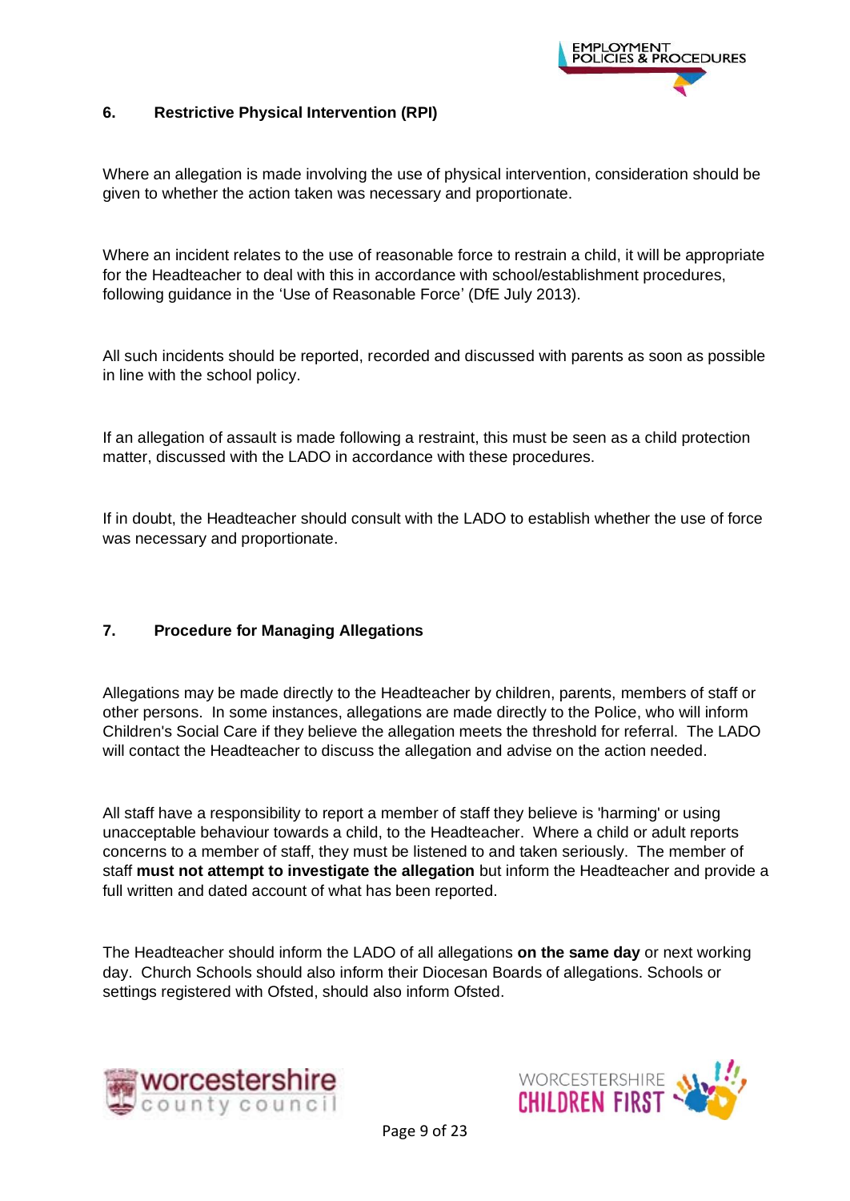## 6. Restrictive Physical Intervention (RPI)

Where an allegation is made involving the use of physical intervention, consideration should be given to whether the action taken was necessary and proportionate.

Where an incident relates to the use of reasonable force to restrain a child, it will be appropriate for the Headteacher to deal with this in accordance with school/establishment procedures, following guidance in the 'Use of Reasonable Force' (DfE July 2013).

All such incidents should be reported, recorded and discussed with parents as soon as possible in line with the school policy.

If an allegation of assault is made following a restraint, this must be seen as a child protection matter, discussed with the LADO in accordance with these procedures.

If in doubt, the Headteacher should consult with the LADO to establish whether the use of force was necessary and proportionate.

## 7. Procedure for Managing Allegations

Allegations may be made directly to the Headteacher by children, parents, members of staff or other persons. In some instances, allegations are made directly to the Police, who will inform Children's Social Care if they believe the allegation meets the threshold for referral. The LADO will contact the Headteacher to discuss the allegation and advise on the action needed.

All staff have a responsibility to report a member of staff they believe is 'harming' or using unacceptable behaviour towards a child, to the Headteacher. Where a child or adult reports concerns to a member of staff, they must be listened to and taken seriously. The member of staff **must not attempt to investigate the allegation** but inform the Headteacher and provide a full written and dated account of what has been reported.

The Headteacher should inform the LADO of all allegations **on the same day** or next working day. Church Schools should also inform their Diocesan Boards of allegations. Schools or settings registered with Ofsted, should also inform Ofsted.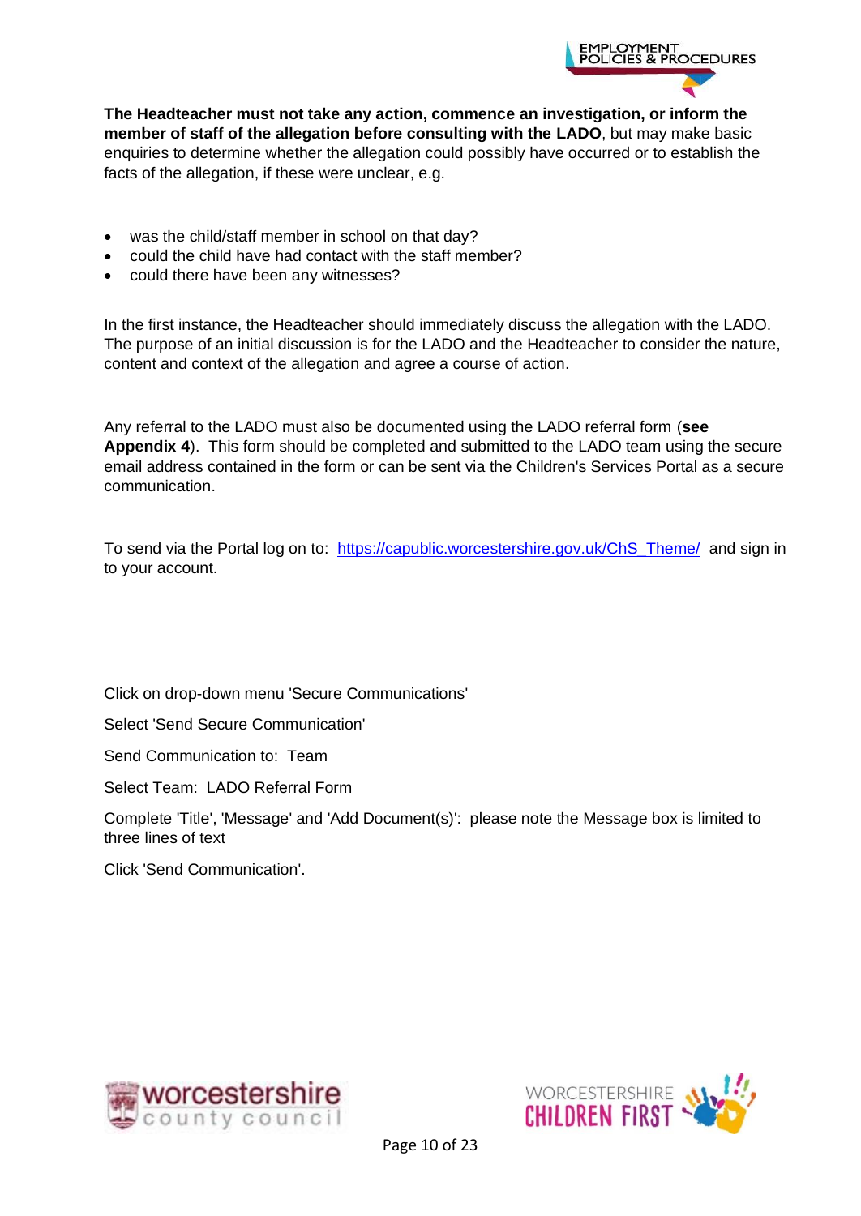**The Headteacher must not take any action, commence an investigation, or inform the member of staff of the allegation before consulting with the LADO**, but may make basic enquiries to determine whether the allegation could possibly have occurred or to establish the facts of the allegation, if these were unclear, e.g.

- was the child/staff member in school on that day?
- could the child have had contact with the staff member?
- could there have been any witnesses?

In the first instance, the Headteacher should immediately discuss the allegation with the LADO. The purpose of an initial discussion is for the LADO and the Headteacher to consider the nature, content and context of the allegation and agree a course of action.

Any referral to the LADO must also be documented using the LADO referral form (**see Appendix 4**). This form should be completed and submitted to the LADO team using the secure email address contained in the form or can be sent via the Children's Services Portal as a secure communication.

To send via the Portal log on to: [https://capublic.worcestershire.gov.uk/ChS_Theme/](https://capublic.worcestershire.gov.uk/ChS_Theme/) and sign in to your account.

Click on drop-down menu 'Secure Communications'

Select 'Send Secure Communication'

Send Communication to: Team

Select Team: LADO Referral Form

Complete 'Title', 'Message' and 'Add Document(s)': please note the Message box is limited to three lines of text

Click 'Send Communication'.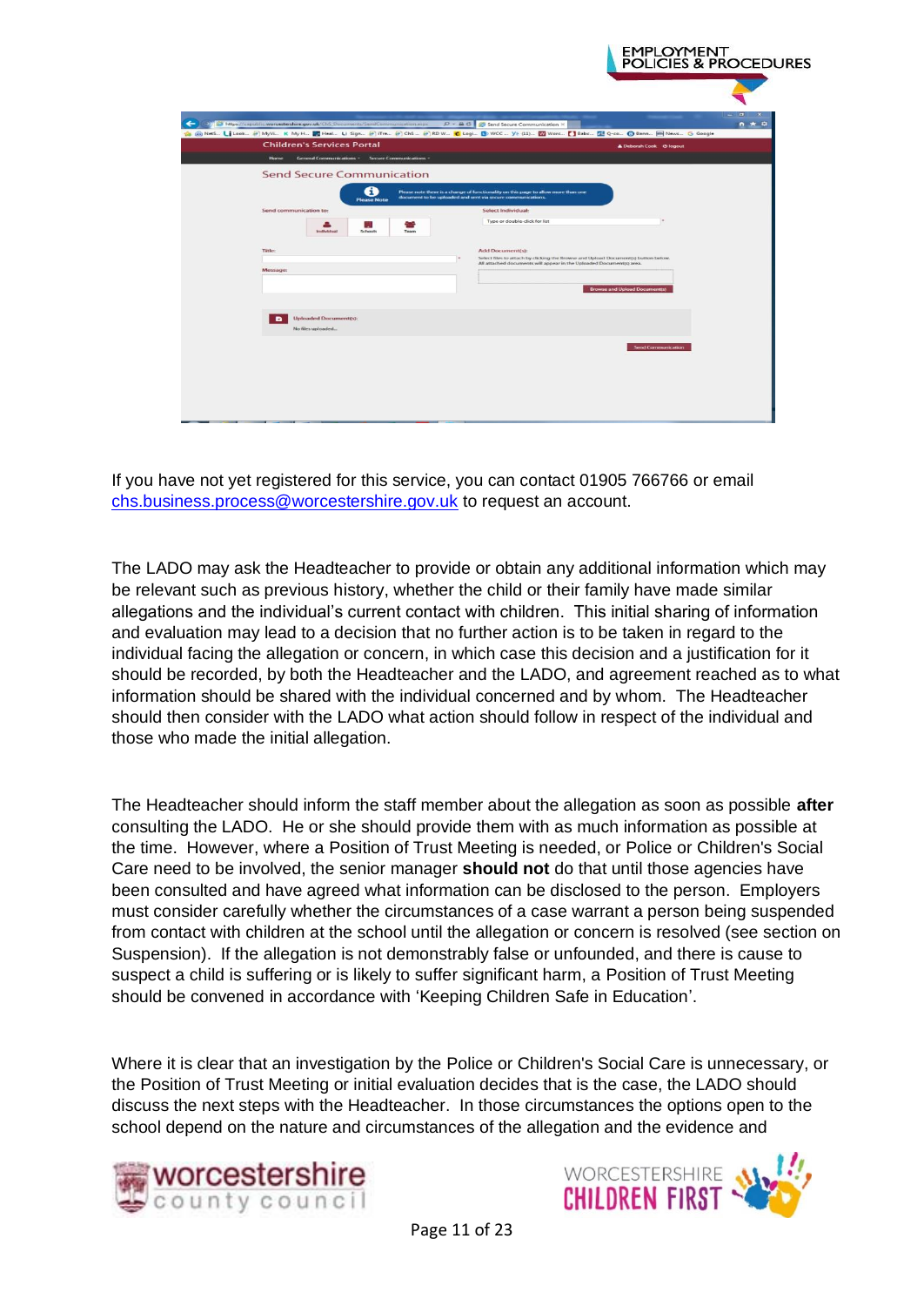If you have not yet registered for this service, you can contact 01905 766766 or email chs.business.process@worcestershire.gov.uk to request an account.

The LADO may ask the Headteacher to provide or obtain any additional information which may be relevant such as previous history, whether the child or their family have made similar allegations and the individual's current contact with children. This initial sharing of information and evaluation may lead to a decision that no further action is to be taken in regard to the individual facing the allegation or concern, in which case this decision and a justification for it should be recorded, by both the Headteacher and the LADO, and agreement reached as to what information should be shared with the individual concerned and by whom. The Headteacher should then consider with the LADO what action should follow in respect of the individual and those who made the initial allegation.

The Headteacher should inform the staff member about the allegation as soon as possible **after** consulting the LADO. He or she should provide them with as much information as possible at the time. However, where a Position of Trust Meeting is needed, or Police or Children's Social Care need to be involved, the senior manager **should not** do that until those agencies have been consulted and have agreed what information can be disclosed to the person. Employers must consider carefully whether the circumstances of a case warrant a person being suspended from contact with children at the school until the allegation or concern is resolved (see section on Suspension). If the allegation is not demonstrably false or unfounded, and there is cause to suspect a child is suffering or is likely to suffer significant harm, a Position of Trust Meeting should be convened in accordance with 'Keeping Children Safe in Education'.

Where it is clear that an investigation by the Police or Children's Social Care is unnecessary, or the Position of Trust Meeting or initial evaluation decides that is the case, the LADO should discuss the next steps with the Headteacher. In those circumstances the options open to the school depend on the nature and circumstances of the allegation and the evidence and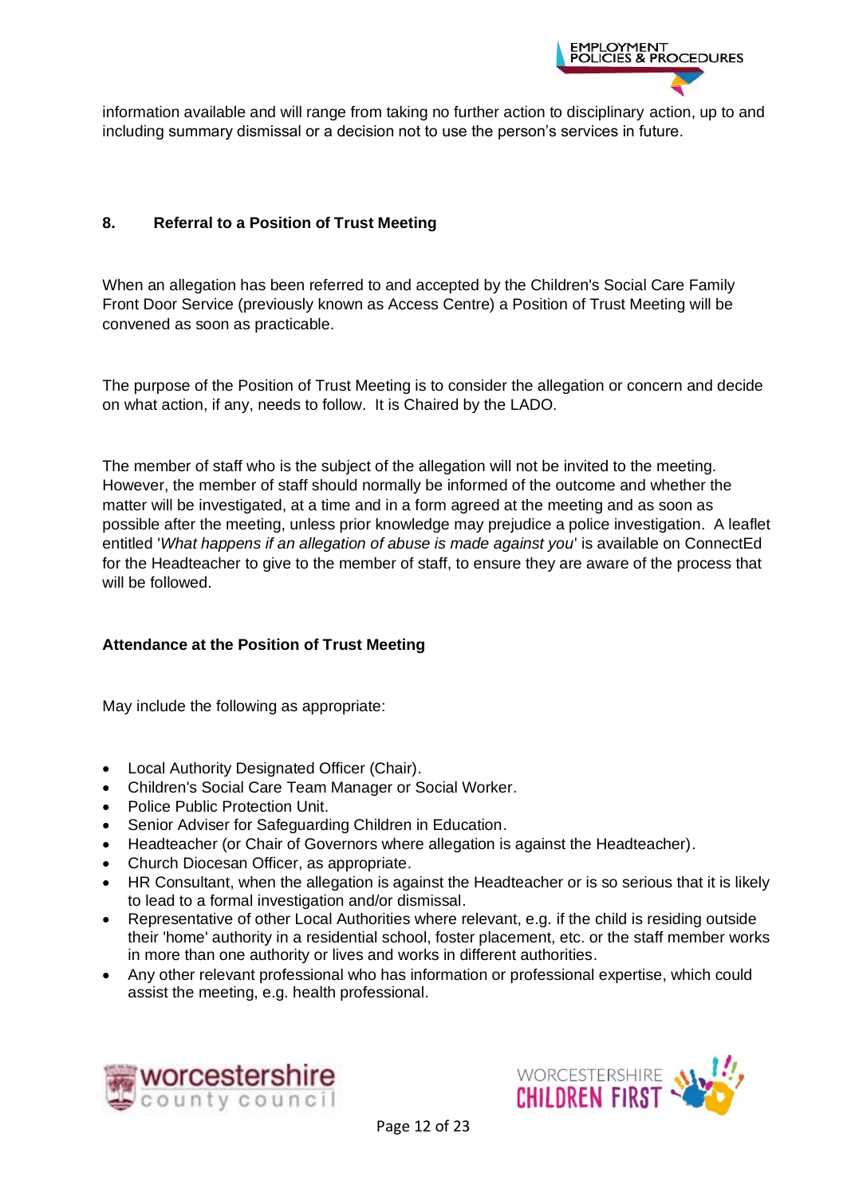information available and will range from taking no further action to disciplinary action, up to and including summary dismissal or a decision not to use the person's services in future.

## 8. Referral to a Position of Trust Meeting

When an allegation has been referred to and accepted by the Children's Social Care Family Front Door Service (previously known as Access Centre) a Position of Trust Meeting will be convened as soon as practicable.

The purpose of the Position of Trust Meeting is to consider the allegation or concern and decide on what action, if any, needs to follow. It is Chaired by the LADO.

The member of staff who is the subject of the allegation will not be invited to the meeting. However, the member of staff should normally be informed of the outcome and whether the matter will be investigated, at a time and in a form agreed at the meeting and as soon as possible after the meeting, unless prior knowledge may prejudice a police investigation. A leaflet entitled '*What happens if an allegation of abuse is made against you*' is available on ConnectEd for the Headteacher to give to the member of staff, to ensure they are aware of the process that will be followed.

### Attendance at the Position of Trust Meeting

May include the following as appropriate:

- Local Authority Designated Officer (Chair).
- Children's Social Care Team Manager or Social Worker.
- Police Public Protection Unit.
- Senior Adviser for Safeguarding Children in Education.
- Headteacher (or Chair of Governors where allegation is against the Headteacher).
- Church Diocesan Officer, as appropriate.
- HR Consultant, when the allegation is against the Headteacher or is so serious that it is likely to lead to a formal investigation and/or dismissal.
- Representative of other Local Authorities where relevant, e.g. if the child is residing outside their 'home' authority in a residential school, foster placement, etc. or the staff member works in more than one authority or lives and works in different authorities.
- Any other relevant professional who has information or professional expertise, which could assist the meeting, e.g. health professional.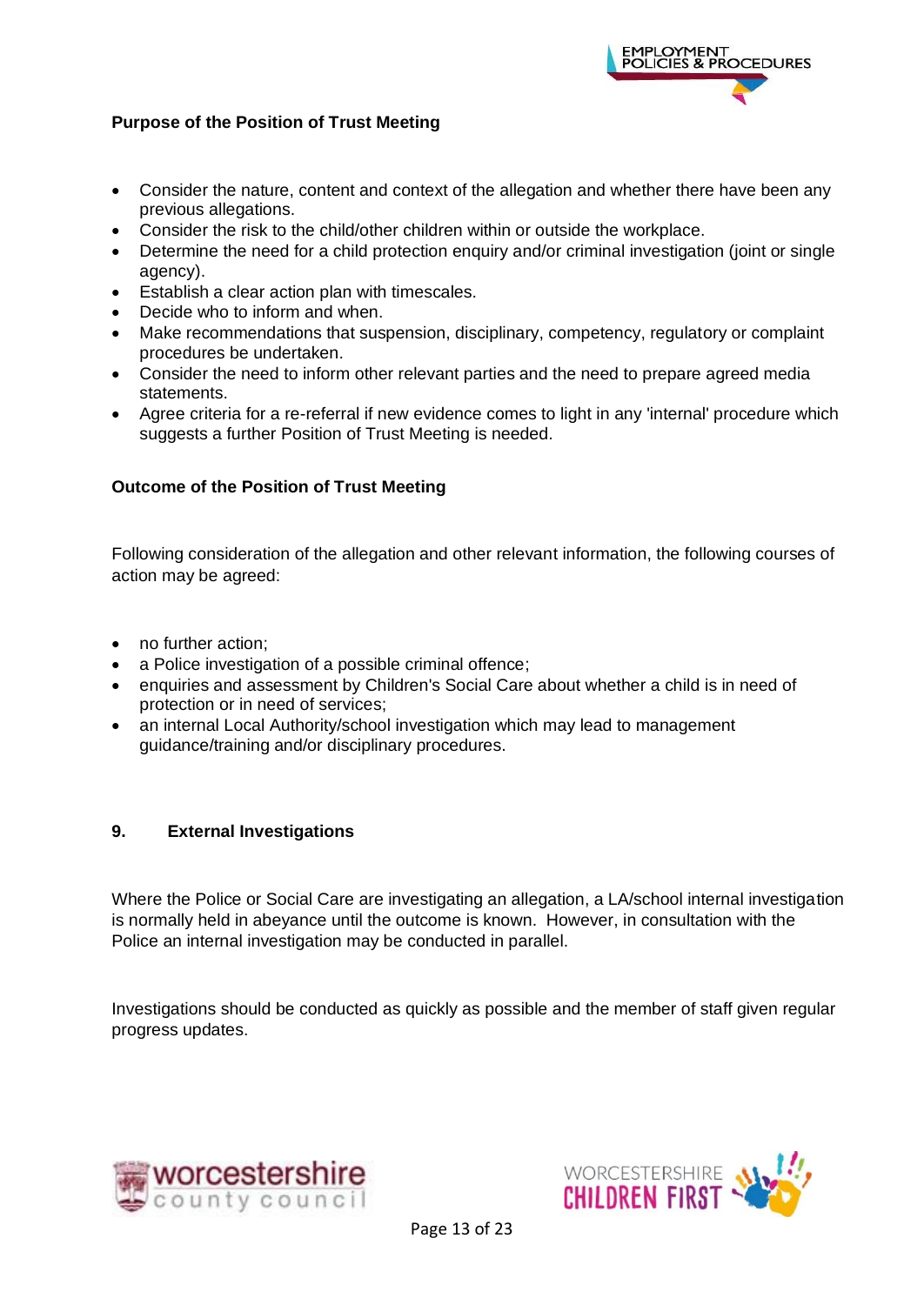**Purpose of the Position of Trust Meeting**

- Consider the nature, content and context of the allegation and whether there have been any previous allegations.
- Consider the risk to the child/other children within or outside the workplace.
- Determine the need for a child protection enquiry and/or criminal investigation (joint or single agency).
- Establish a clear action plan with timescales.
- Decide who to inform and when.
- Make recommendations that suspension, disciplinary, competency, regulatory or complaint procedures be undertaken.
- Consider the need to inform other relevant parties and the need to prepare agreed media statements.
- Agree criteria for a re-referral if new evidence comes to light in any 'internal' procedure which suggests a further Position of Trust Meeting is needed.

**Outcome of the Position of Trust Meeting**

Following consideration of the allegation and other relevant information, the following courses of action may be agreed:

- no further action;
- a Police investigation of a possible criminal offence;
- enquiries and assessment by Children's Social Care about whether a child is in need of protection or in need of services;
- an internal Local Authority/school investigation which may lead to management guidance/training and/or disciplinary procedures.

## 9. External Investigations

Where the Police or Social Care are investigating an allegation, a LA/school internal investigation is normally held in abeyance until the outcome is known. However, in consultation with the Police an internal investigation may be conducted in parallel.

Investigations should be conducted as quickly as possible and the member of staff given regular progress updates.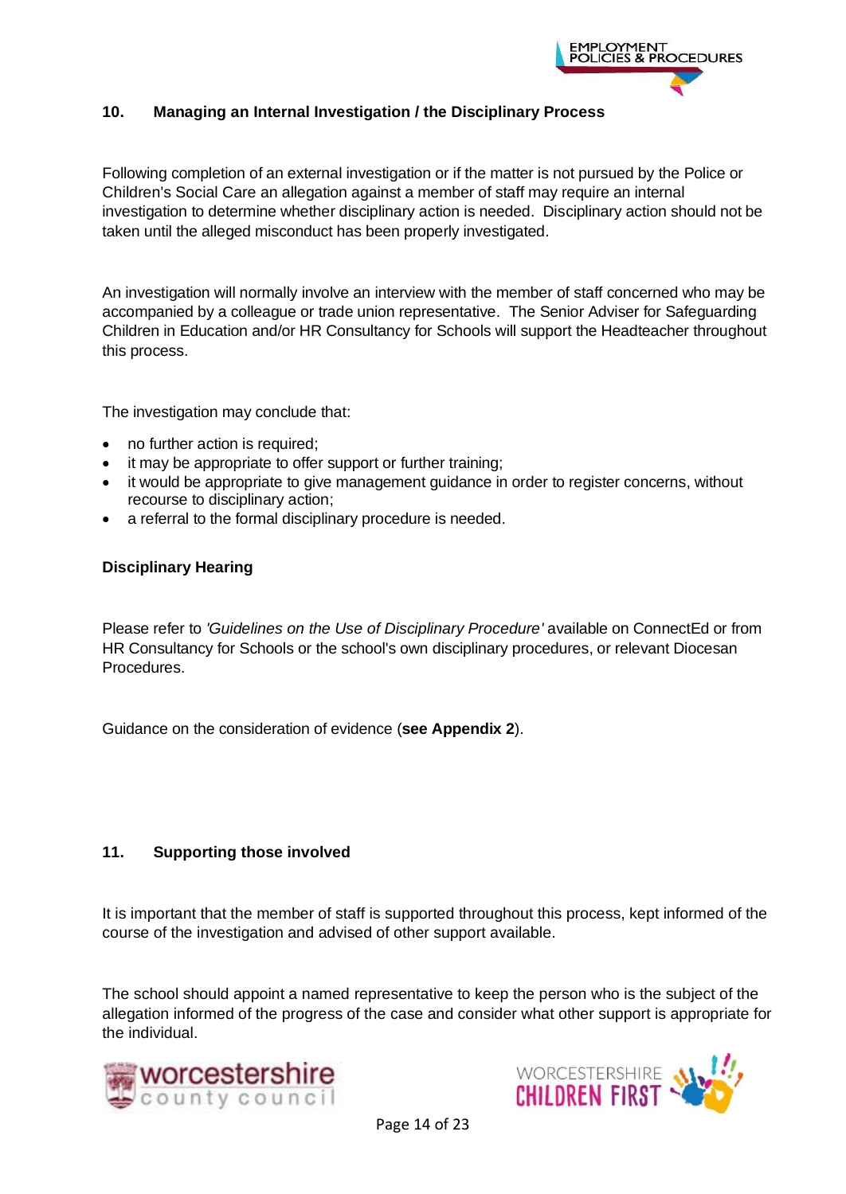## 10. Managing an Internal Investigation / the Disciplinary Process

Following completion of an external investigation or if the matter is not pursued by the Police or Children's Social Care an allegation against a member of staff may require an internal investigation to determine whether disciplinary action is needed. Disciplinary action should not be taken until the alleged misconduct has been properly investigated.

An investigation will normally involve an interview with the member of staff concerned who may be accompanied by a colleague or trade union representative. The Senior Adviser for Safeguarding Children in Education and/or HR Consultancy for Schools will support the Headteacher throughout this process.

The investigation may conclude that:

- no further action is required;
- it may be appropriate to offer support or further training;
- it would be appropriate to give management guidance in order to register concerns, without recourse to disciplinary action;
- a referral to the formal disciplinary procedure is needed.

### Disciplinary Hearing

Please refer to *'Guidelines on the Use of Disciplinary Procedure'* available on ConnectEd or from HR Consultancy for Schools or the school's own disciplinary procedures, or relevant Diocesan Procedures.

Guidance on the consideration of evidence (**see Appendix 2**).

## 11. Supporting those involved

It is important that the member of staff is supported throughout this process, kept informed of the course of the investigation and advised of other support available.

The school should appoint a named representative to keep the person who is the subject of the allegation informed of the progress of the case and consider what other support is appropriate for the individual.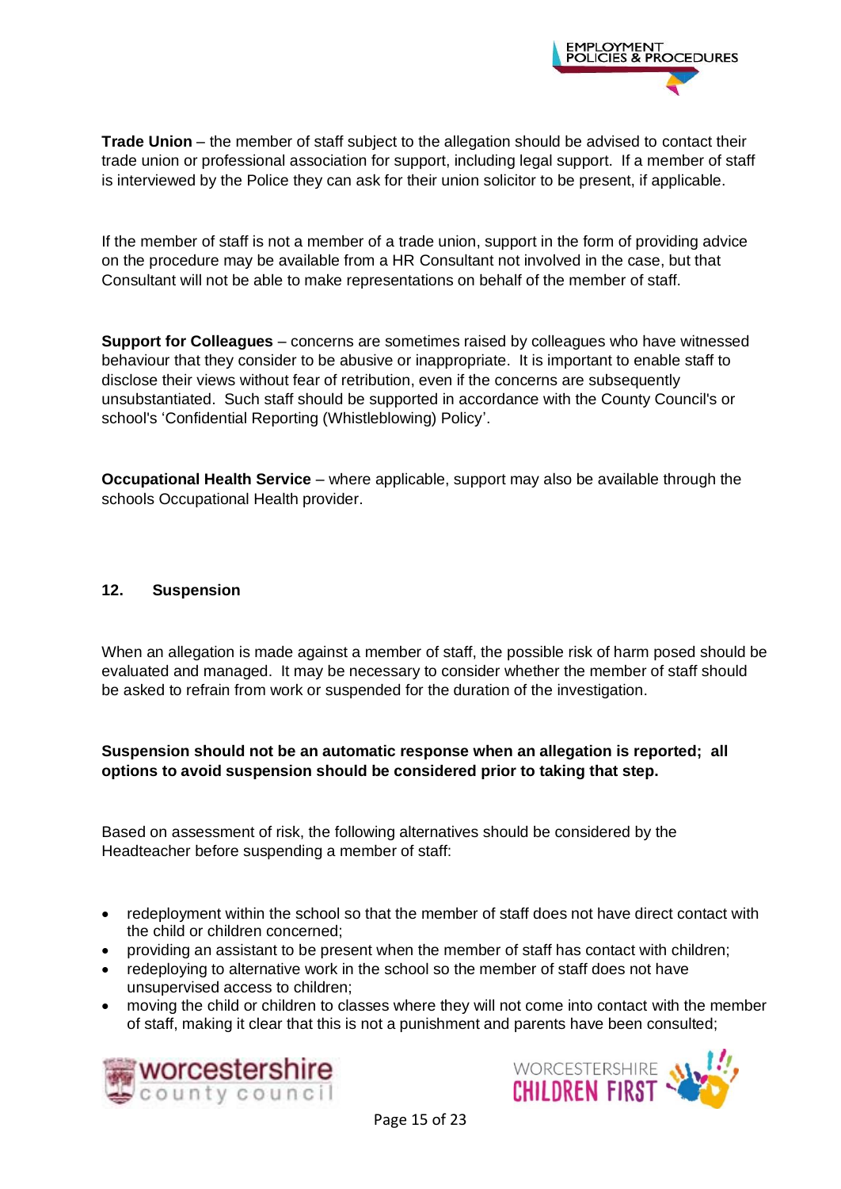**Trade Union** – the member of staff subject to the allegation should be advised to contact their trade union or professional association for support, including legal support. If a member of staff is interviewed by the Police they can ask for their union solicitor to be present, if applicable.

If the member of staff is not a member of a trade union, support in the form of providing advice on the procedure may be available from a HR Consultant not involved in the case, but that Consultant will not be able to make representations on behalf of the member of staff.

**Support for Colleagues** – concerns are sometimes raised by colleagues who have witnessed behaviour that they consider to be abusive or inappropriate. It is important to enable staff to disclose their views without fear of retribution, even if the concerns are subsequently unsubstantiated. Such staff should be supported in accordance with the County Council's or school's 'Confidential Reporting (Whistleblowing) Policy'.

**Occupational Health Service** – where applicable, support may also be available through the schools Occupational Health provider.

## 12. Suspension

When an allegation is made against a member of staff, the possible risk of harm posed should be evaluated and managed. It may be necessary to consider whether the member of staff should be asked to refrain from work or suspended for the duration of the investigation.

**Suspension should not be an automatic response when an allegation is reported; all options to avoid suspension should be considered prior to taking that step.**

Based on assessment of risk, the following alternatives should be considered by the Headteacher before suspending a member of staff:

- redeployment within the school so that the member of staff does not have direct contact with the child or children concerned;
- providing an assistant to be present when the member of staff has contact with children;
- redeploying to alternative work in the school so the member of staff does not have unsupervised access to children;
- moving the child or children to classes where they will not come into contact with the member of staff, making it clear that this is not a punishment and parents have been consulted;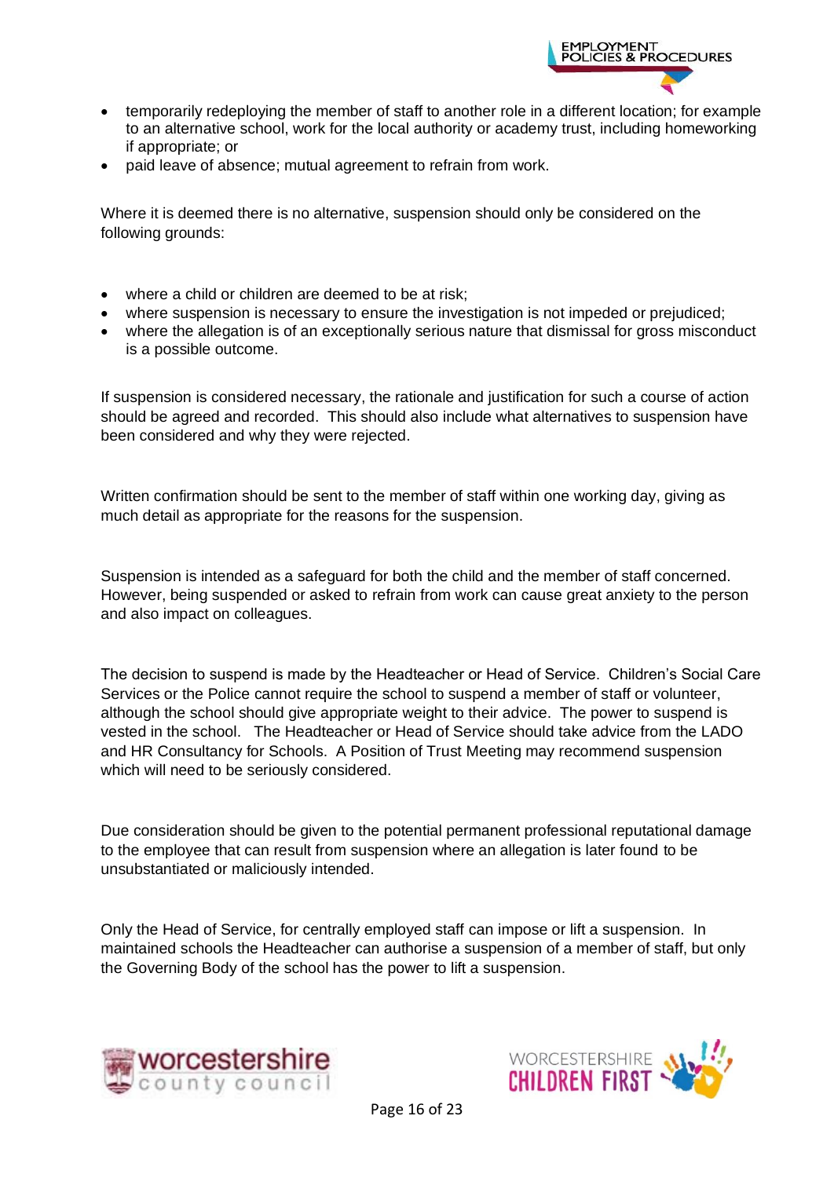- temporarily redeploying the member of staff to another role in a different location; for example to an alternative school, work for the local authority or academy trust, including homeworking if appropriate; or
- paid leave of absence; mutual agreement to refrain from work.

Where it is deemed there is no alternative, suspension should only be considered on the following grounds:

- where a child or children are deemed to be at risk;
- where suspension is necessary to ensure the investigation is not impeded or prejudiced;
- where the allegation is of an exceptionally serious nature that dismissal for gross misconduct is a possible outcome.

If suspension is considered necessary, the rationale and justification for such a course of action should be agreed and recorded. This should also include what alternatives to suspension have been considered and why they were rejected.

Written confirmation should be sent to the member of staff within one working day, giving as much detail as appropriate for the reasons for the suspension.

Suspension is intended as a safeguard for both the child and the member of staff concerned. However, being suspended or asked to refrain from work can cause great anxiety to the person and also impact on colleagues.

The decision to suspend is made by the Headteacher or Head of Service. Children's Social Care Services or the Police cannot require the school to suspend a member of staff or volunteer, although the school should give appropriate weight to their advice. The power to suspend is vested in the school. The Headteacher or Head of Service should take advice from the LADO and HR Consultancy for Schools. A Position of Trust Meeting may recommend suspension which will need to be seriously considered.

Due consideration should be given to the potential permanent professional reputational damage to the employee that can result from suspension where an allegation is later found to be unsubstantiated or maliciously intended.

Only the Head of Service, for centrally employed staff can impose or lift a suspension. In maintained schools the Headteacher can authorise a suspension of a member of staff, but only the Governing Body of the school has the power to lift a suspension.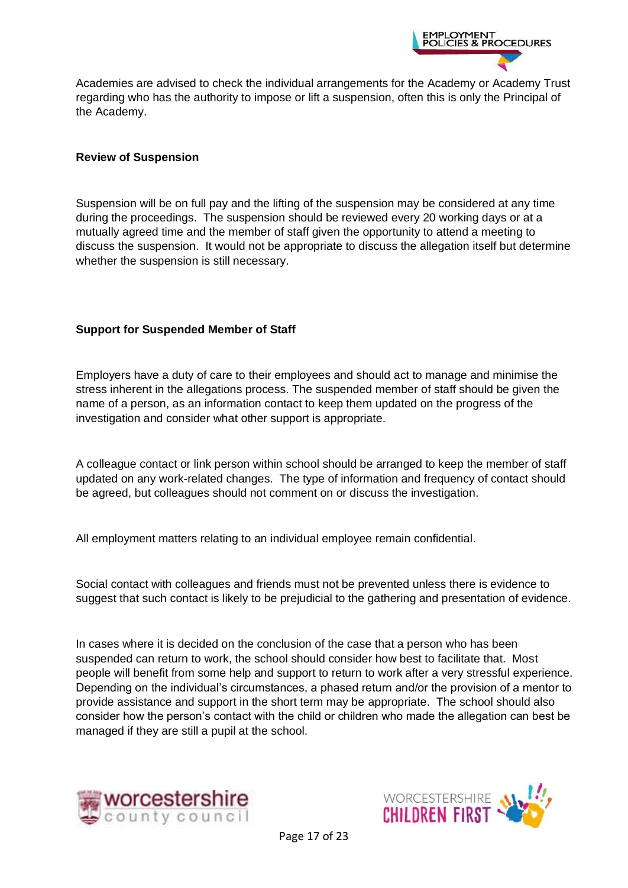Academies are advised to check the individual arrangements for the Academy or Academy Trust regarding who has the authority to impose or lift a suspension, often this is only the Principal of the Academy.

**Review of Suspension**

Suspension will be on full pay and the lifting of the suspension may be considered at any time during the proceedings. The suspension should be reviewed every 20 working days or at a mutually agreed time and the member of staff given the opportunity to attend a meeting to discuss the suspension. It would not be appropriate to discuss the allegation itself but determine whether the suspension is still necessary.

**Support for Suspended Member of Staff**

Employers have a duty of care to their employees and should act to manage and minimise the stress inherent in the allegations process. The suspended member of staff should be given the name of a person, as an information contact to keep them updated on the progress of the investigation and consider what other support is appropriate.

A colleague contact or link person within school should be arranged to keep the member of staff updated on any work-related changes. The type of information and frequency of contact should be agreed, but colleagues should not comment on or discuss the investigation.

All employment matters relating to an individual employee remain confidential.

Social contact with colleagues and friends must not be prevented unless there is evidence to suggest that such contact is likely to be prejudicial to the gathering and presentation of evidence.

In cases where it is decided on the conclusion of the case that a person who has been suspended can return to work, the school should consider how best to facilitate that. Most people will benefit from some help and support to return to work after a very stressful experience. Depending on the individual's circumstances, a phased return and/or the provision of a mentor to provide assistance and support in the short term may be appropriate. The school should also consider how the person's contact with the child or children who made the allegation can best be managed if they are still a pupil at the school.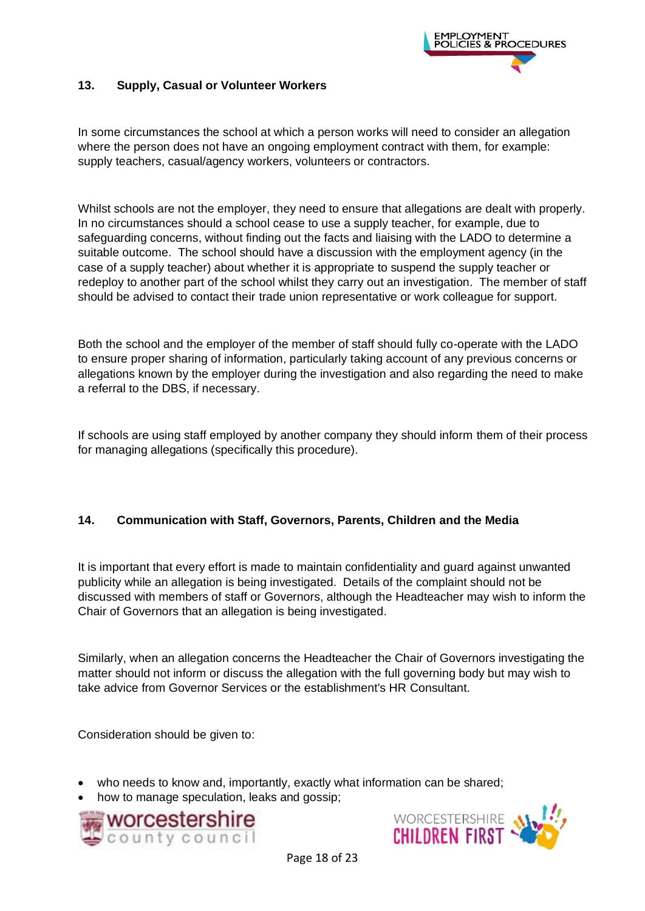## 13. Supply, Casual or Volunteer Workers

In some circumstances the school at which a person works will need to consider an allegation where the person does not have an ongoing employment contract with them, for example: supply teachers, casual/agency workers, volunteers or contractors.

Whilst schools are not the employer, they need to ensure that allegations are dealt with properly. In no circumstances should a school cease to use a supply teacher, for example, due to safeguarding concerns, without finding out the facts and liaising with the LADO to determine a suitable outcome. The school should have a discussion with the employment agency (in the case of a supply teacher) about whether it is appropriate to suspend the supply teacher or redeploy to another part of the school whilst they carry out an investigation. The member of staff should be advised to contact their trade union representative or work colleague for support.

Both the school and the employer of the member of staff should fully co-operate with the LADO to ensure proper sharing of information, particularly taking account of any previous concerns or allegations known by the employer during the investigation and also regarding the need to make a referral to the DBS, if necessary.

If schools are using staff employed by another company they should inform them of their process for managing allegations (specifically this procedure).

## 14. Communication with Staff, Governors, Parents, Children and the Media

It is important that every effort is made to maintain confidentiality and guard against unwanted publicity while an allegation is being investigated. Details of the complaint should not be discussed with members of staff or Governors, although the Headteacher may wish to inform the Chair of Governors that an allegation is being investigated.

Similarly, when an allegation concerns the Headteacher the Chair of Governors investigating the matter should not inform or discuss the allegation with the full governing body but may wish to take advice from Governor Services or the establishment's HR Consultant.

Consideration should be given to:

- who needs to know and, importantly, exactly what information can be shared;
- how to manage speculation, leaks and gossip;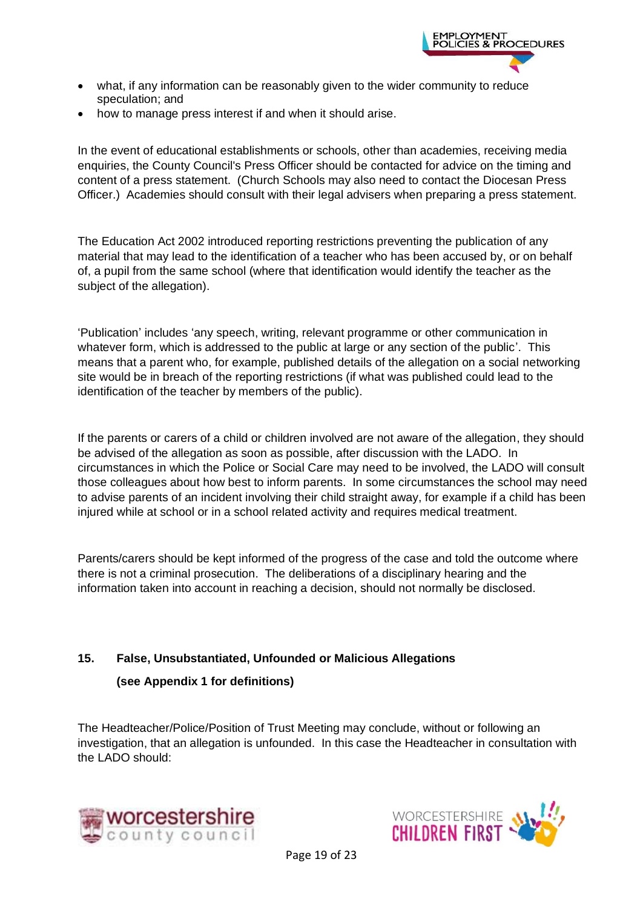- what, if any information can be reasonably given to the wider community to reduce speculation; and
- how to manage press interest if and when it should arise.

In the event of educational establishments or schools, other than academies, receiving media enquiries, the County Council's Press Officer should be contacted for advice on the timing and content of a press statement. (Church Schools may also need to contact the Diocesan Press Officer.) Academies should consult with their legal advisers when preparing a press statement.

The Education Act 2002 introduced reporting restrictions preventing the publication of any material that may lead to the identification of a teacher who has been accused by, or on behalf of, a pupil from the same school (where that identification would identify the teacher as the subject of the allegation).

'Publication' includes 'any speech, writing, relevant programme or other communication in whatever form, which is addressed to the public at large or any section of the public'. This means that a parent who, for example, published details of the allegation on a social networking site would be in breach of the reporting restrictions (if what was published could lead to the identification of the teacher by members of the public).

If the parents or carers of a child or children involved are not aware of the allegation, they should be advised of the allegation as soon as possible, after discussion with the LADO. In circumstances in which the Police or Social Care may need to be involved, the LADO will consult those colleagues about how best to inform parents. In some circumstances the school may need to advise parents of an incident involving their child straight away, for example if a child has been injured while at school or in a school related activity and requires medical treatment.

Parents/carers should be kept informed of the progress of the case and told the outcome where there is not a criminal prosecution. The deliberations of a disciplinary hearing and the information taken into account in reaching a decision, should not normally be disclosed.

## 15. False, Unsubstantiated, Unfounded or Malicious Allegations

**(see Appendix 1 for definitions)**

The Headteacher/Police/Position of Trust Meeting may conclude, without or following an investigation, that an allegation is unfounded. In this case the Headteacher in consultation with the LADO should: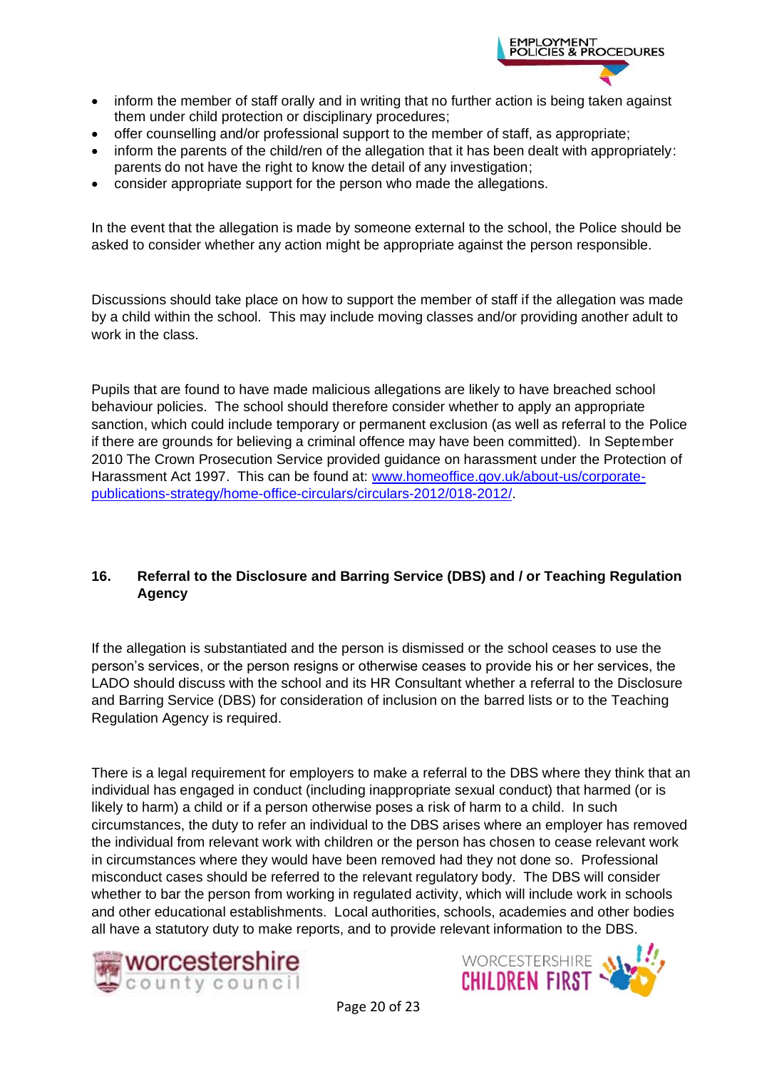- inform the member of staff orally and in writing that no further action is being taken against them under child protection or disciplinary procedures;
- offer counselling and/or professional support to the member of staff, as appropriate;
- inform the parents of the child/ren of the allegation that it has been dealt with appropriately: parents do not have the right to know the detail of any investigation;
- consider appropriate support for the person who made the allegations.

In the event that the allegation is made by someone external to the school, the Police should be asked to consider whether any action might be appropriate against the person responsible.

Discussions should take place on how to support the member of staff if the allegation was made by a child within the school. This may include moving classes and/or providing another adult to work in the class.

Pupils that are found to have made malicious allegations are likely to have breached school behaviour policies. The school should therefore consider whether to apply an appropriate sanction, which could include temporary or permanent exclusion (as well as referral to the Police if there are grounds for believing a criminal offence may have been committed). In September 2010 The Crown Prosecution Service provided guidance on harassment under the Protection of Harassment Act 1997. This can be found at: [www.homeoffice.gov.uk/about-us/corporate-publications-strategy/home-office-circulars/circulars-2012/018-2012/](www.homeoffice.gov.uk/about-us/corporate-publications-strategy/home-office-circulars/circulars-2012/018-2012/).

## 16. Referral to the Disclosure and Barring Service (DBS) and / or Teaching Regulation Agency

If the allegation is substantiated and the person is dismissed or the school ceases to use the person's services, or the person resigns or otherwise ceases to provide his or her services, the LADO should discuss with the school and its HR Consultant whether a referral to the Disclosure and Barring Service (DBS) for consideration of inclusion on the barred lists or to the Teaching Regulation Agency is required.

There is a legal requirement for employers to make a referral to the DBS where they think that an individual has engaged in conduct (including inappropriate sexual conduct) that harmed (or is likely to harm) a child or if a person otherwise poses a risk of harm to a child. In such circumstances, the duty to refer an individual to the DBS arises where an employer has removed the individual from relevant work with children or the person has chosen to cease relevant work in circumstances where they would have been removed had they not done so. Professional misconduct cases should be referred to the relevant regulatory body. The DBS will consider whether to bar the person from working in regulated activity, which will include work in schools and other educational establishments. Local authorities, schools, academies and other bodies all have a statutory duty to make reports, and to provide relevant information to the DBS.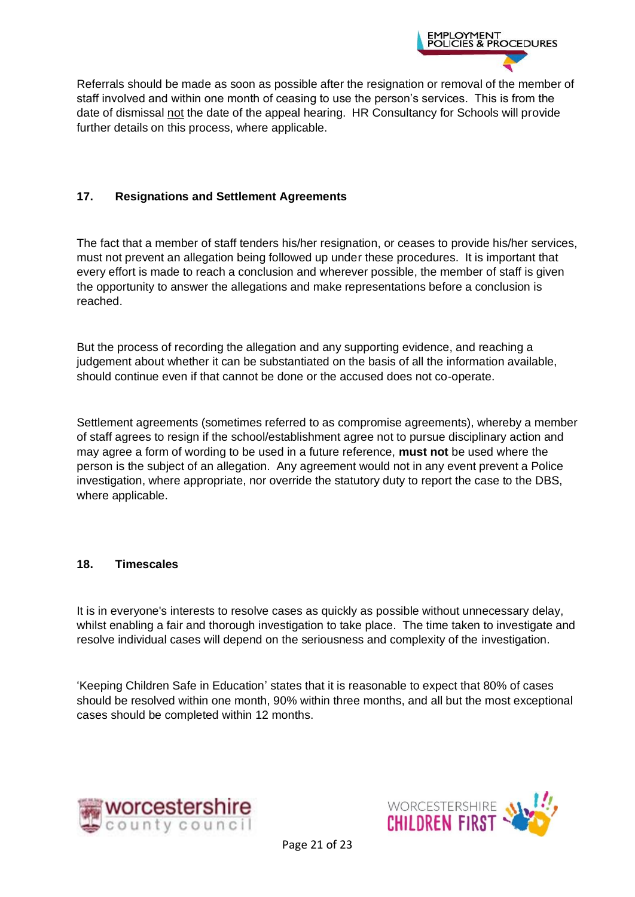Referrals should be made as soon as possible after the resignation or removal of the member of staff involved and within one month of ceasing to use the person's services. This is from the date of dismissal not the date of the appeal hearing. HR Consultancy for Schools will provide further details on this process, where applicable.

## 17. Resignations and Settlement Agreements

The fact that a member of staff tenders his/her resignation, or ceases to provide his/her services, must not prevent an allegation being followed up under these procedures. It is important that every effort is made to reach a conclusion and wherever possible, the member of staff is given the opportunity to answer the allegations and make representations before a conclusion is reached.

But the process of recording the allegation and any supporting evidence, and reaching a judgement about whether it can be substantiated on the basis of all the information available, should continue even if that cannot be done or the accused does not co-operate.

Settlement agreements (sometimes referred to as compromise agreements), whereby a member of staff agrees to resign if the school/establishment agree not to pursue disciplinary action and may agree a form of wording to be used in a future reference, **must not** be used where the person is the subject of an allegation. Any agreement would not in any event prevent a Police investigation, where appropriate, nor override the statutory duty to report the case to the DBS, where applicable.

## 18. Timescales

It is in everyone's interests to resolve cases as quickly as possible without unnecessary delay, whilst enabling a fair and thorough investigation to take place. The time taken to investigate and resolve individual cases will depend on the seriousness and complexity of the investigation.

'Keeping Children Safe in Education' states that it is reasonable to expect that 80% of cases should be resolved within one month, 90% within three months, and all but the most exceptional cases should be completed within 12 months.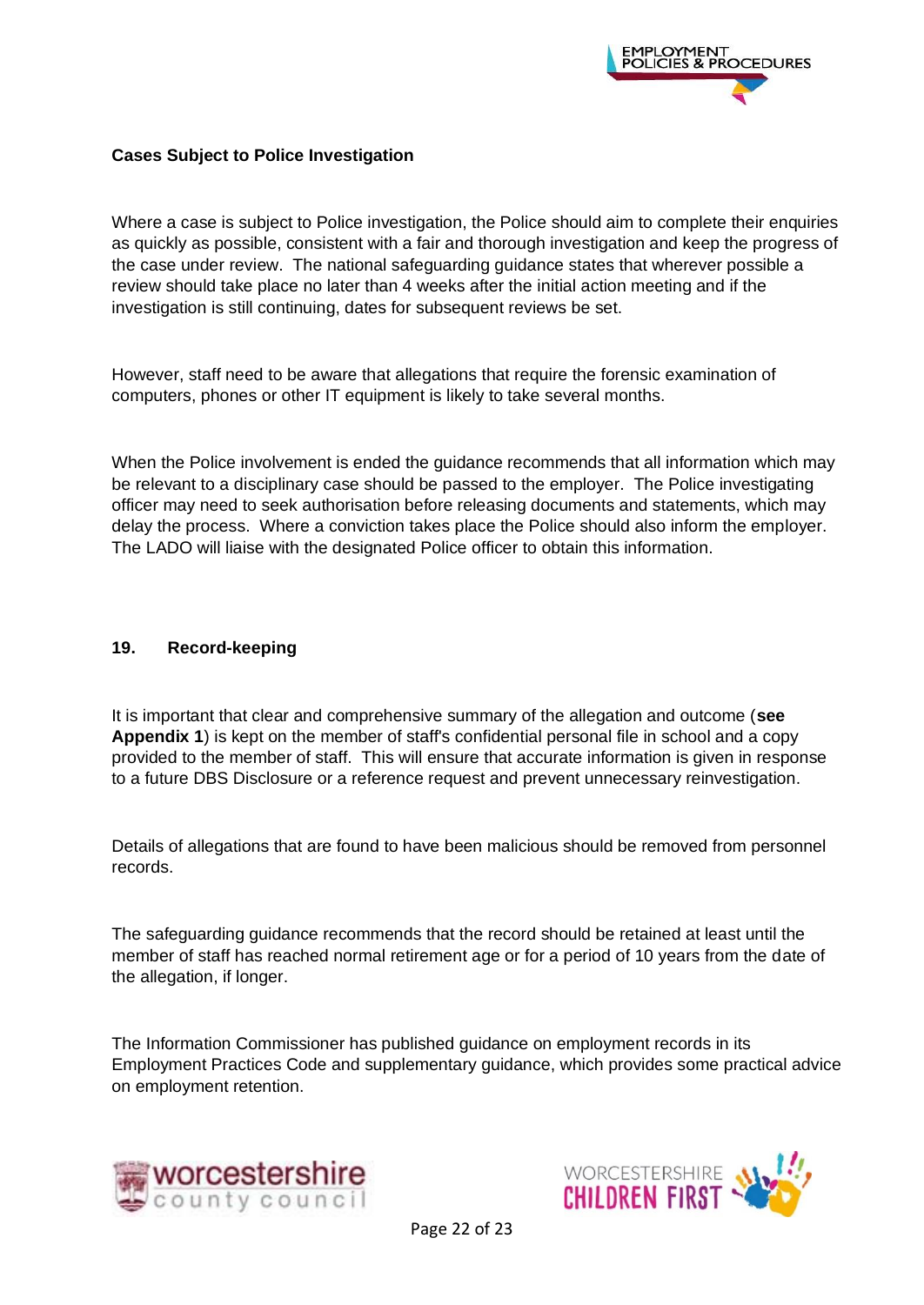**Cases Subject to Police Investigation**

Where a case is subject to Police investigation, the Police should aim to complete their enquiries as quickly as possible, consistent with a fair and thorough investigation and keep the progress of the case under review. The national safeguarding guidance states that wherever possible a review should take place no later than 4 weeks after the initial action meeting and if the investigation is still continuing, dates for subsequent reviews be set.

However, staff need to be aware that allegations that require the forensic examination of computers, phones or other IT equipment is likely to take several months.

When the Police involvement is ended the guidance recommends that all information which may be relevant to a disciplinary case should be passed to the employer. The Police investigating officer may need to seek authorisation before releasing documents and statements, which may delay the process. Where a conviction takes place the Police should also inform the employer. The LADO will liaise with the designated Police officer to obtain this information.

## 19. Record-keeping

It is important that clear and comprehensive summary of the allegation and outcome (**see Appendix 1**) is kept on the member of staff's confidential personal file in school and a copy provided to the member of staff. This will ensure that accurate information is given in response to a future DBS Disclosure or a reference request and prevent unnecessary reinvestigation.

Details of allegations that are found to have been malicious should be removed from personnel records.

The safeguarding guidance recommends that the record should be retained at least until the member of staff has reached normal retirement age or for a period of 10 years from the date of the allegation, if longer.

The Information Commissioner has published guidance on employment records in its Employment Practices Code and supplementary guidance, which provides some practical advice on employment retention.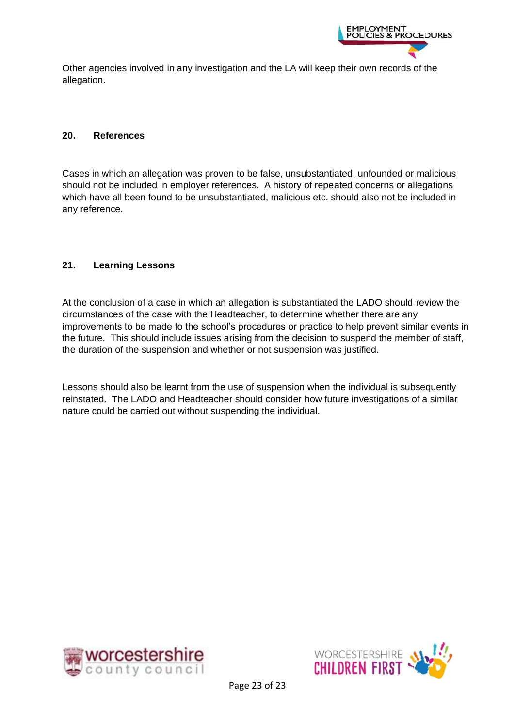Other agencies involved in any investigation and the LA will keep their own records of the allegation.

## 20. References

Cases in which an allegation was proven to be false, unsubstantiated, unfounded or malicious should not be included in employer references. A history of repeated concerns or allegations which have all been found to be unsubstantiated, malicious etc. should also not be included in any reference.

## 21. Learning Lessons

At the conclusion of a case in which an allegation is substantiated the LADO should review the circumstances of the case with the Headteacher, to determine whether there are any improvements to be made to the school's procedures or practice to help prevent similar events in the future. This should include issues arising from the decision to suspend the member of staff, the duration of the suspension and whether or not suspension was justified.

Lessons should also be learnt from the use of suspension when the individual is subsequently reinstated. The LADO and Headteacher should consider how future investigations of a similar nature could be carried out without suspending the individual.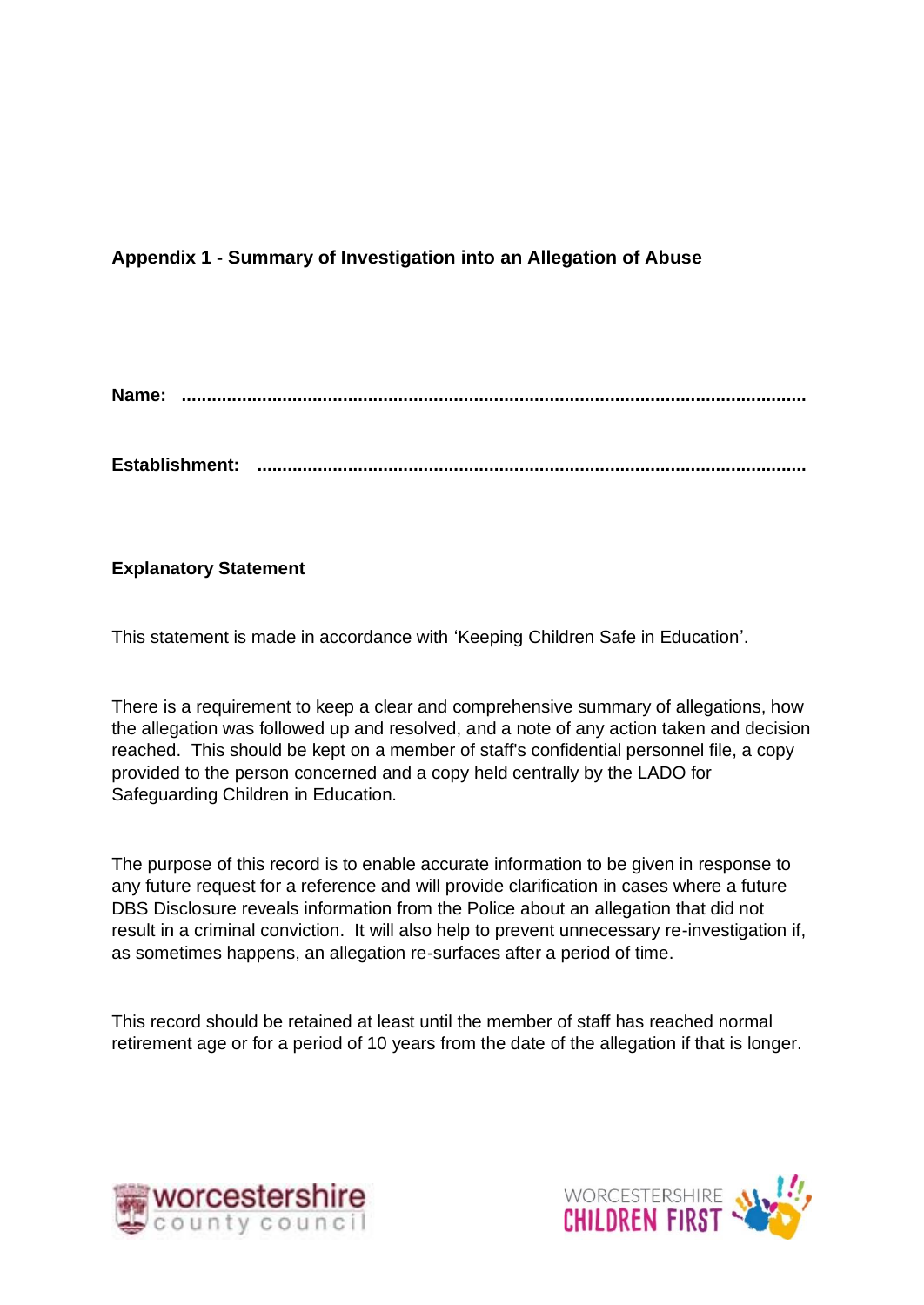**Appendix 1 - Summary of Investigation into an Allegation of Abuse**

**Name: ............................................................................................................................**

**Establishment: ...............................................................................................................**

**Explanatory Statement**

This statement is made in accordance with 'Keeping Children Safe in Education'.

There is a requirement to keep a clear and comprehensive summary of allegations, how the allegation was followed up and resolved, and a note of any action taken and decision reached. This should be kept on a member of staff's confidential personnel file, a copy provided to the person concerned and a copy held centrally by the LADO for Safeguarding Children in Education.

The purpose of this record is to enable accurate information to be given in response to any future request for a reference and will provide clarification in cases where a future DBS Disclosure reveals information from the Police about an allegation that did not result in a criminal conviction. It will also help to prevent unnecessary re-investigation if, as sometimes happens, an allegation re-surfaces after a period of time.

This record should be retained at least until the member of staff has reached normal retirement age or for a period of 10 years from the date of the allegation if that is longer.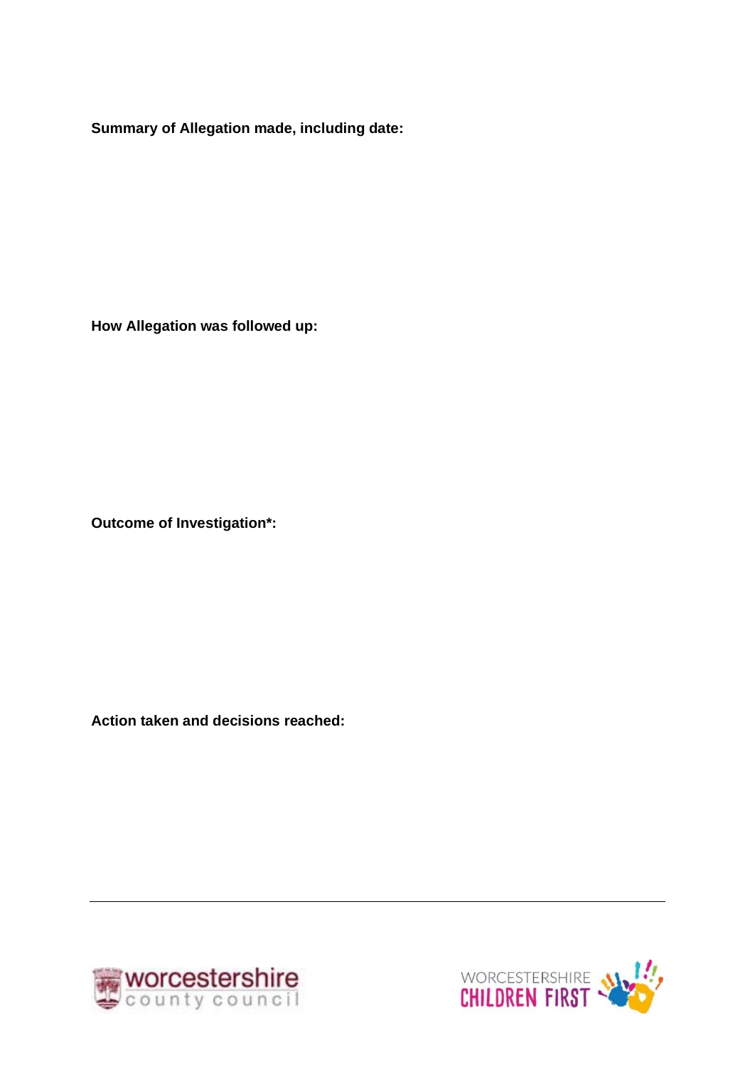**Summary of Allegation made, including date:**

**How Allegation was followed up:**

**Outcome of Investigation*:**

**Action taken and decisions reached:**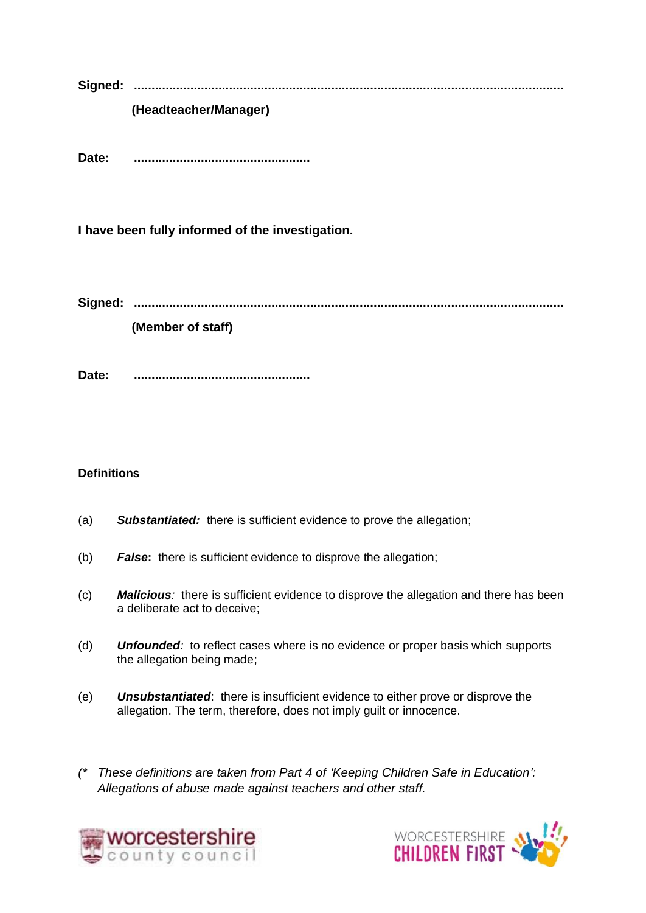**Signed:** ........................................................................................................................

**(Headteacher/Manager)**

**Date:** ..................................................

**I have been fully informed of the investigation.**

**Signed:** ........................................................................................................................

**(Member of staff)**

**Date:** ..................................................

---

**Definitions**

(a) ***Substantiated:*** there is sufficient evidence to prove the allegation;

(b) ***False*****:** there is sufficient evidence to disprove the allegation;

(c) ***Malicious****:* there is sufficient evidence to disprove the allegation and there has been a deliberate act to deceive;

(d) ***Unfounded****:* to reflect cases where is no evidence or proper basis which supports the allegation being made;

(e) ***Unsubstantiated***: there is insufficient evidence to either prove or disprove the allegation. The term, therefore, does not imply guilt or innocence.

*(\* These definitions are taken from Part 4 of 'Keeping Children Safe in Education': Allegations of abuse made against teachers and other staff.*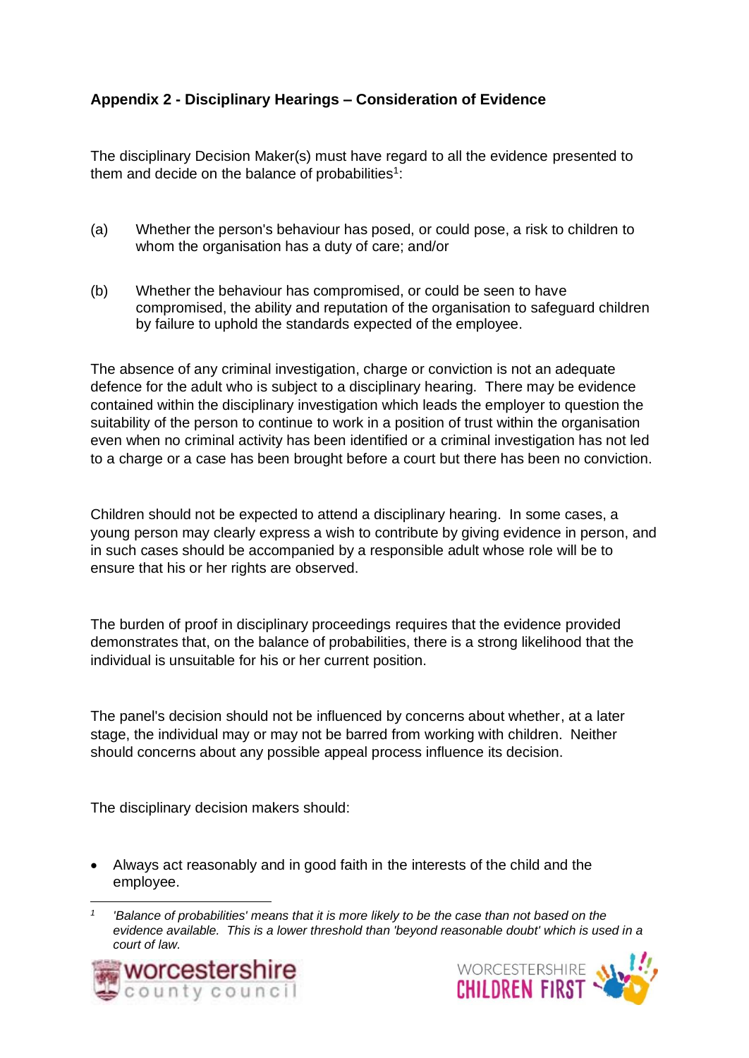## Appendix 2 - Disciplinary Hearings – Consideration of Evidence

The disciplinary Decision Maker(s) must have regard to all the evidence presented to them and decide on the balance of probabilities[1]:

(a) Whether the person's behaviour has posed, or could pose, a risk to children to whom the organisation has a duty of care; and/or

(b) Whether the behaviour has compromised, or could be seen to have compromised, the ability and reputation of the organisation to safeguard children by failure to uphold the standards expected of the employee.

The absence of any criminal investigation, charge or conviction is not an adequate defence for the adult who is subject to a disciplinary hearing. There may be evidence contained within the disciplinary investigation which leads the employer to question the suitability of the person to continue to work in a position of trust within the organisation even when no criminal activity has been identified or a criminal investigation has not led to a charge or a case has been brought before a court but there has been no conviction.

Children should not be expected to attend a disciplinary hearing. In some cases, a young person may clearly express a wish to contribute by giving evidence in person, and in such cases should be accompanied by a responsible adult whose role will be to ensure that his or her rights are observed.

The burden of proof in disciplinary proceedings requires that the evidence provided demonstrates that, on the balance of probabilities, there is a strong likelihood that the individual is unsuitable for his or her current position.

The panel's decision should not be influenced by concerns about whether, at a later stage, the individual may or may not be barred from working with children. Neither should concerns about any possible appeal process influence its decision.

The disciplinary decision makers should:

- Always act reasonably and in good faith in the interests of the child and the employee.

[1] *'Balance of probabilities' means that it is more likely to be the case than not based on the evidence available. This is a lower threshold than 'beyond reasonable doubt' which is used in a court of law.*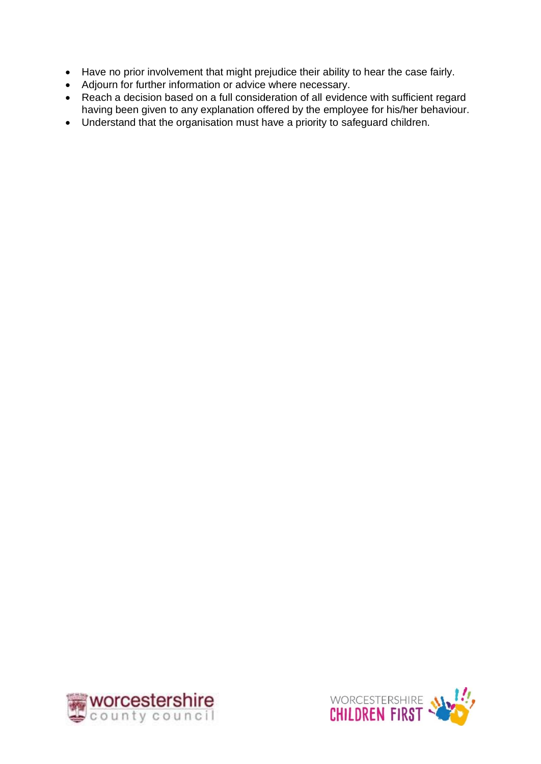- Have no prior involvement that might prejudice their ability to hear the case fairly.
- Adjourn for further information or advice where necessary.
- Reach a decision based on a full consideration of all evidence with sufficient regard having been given to any explanation offered by the employee for his/her behaviour.
- Understand that the organisation must have a priority to safeguard children.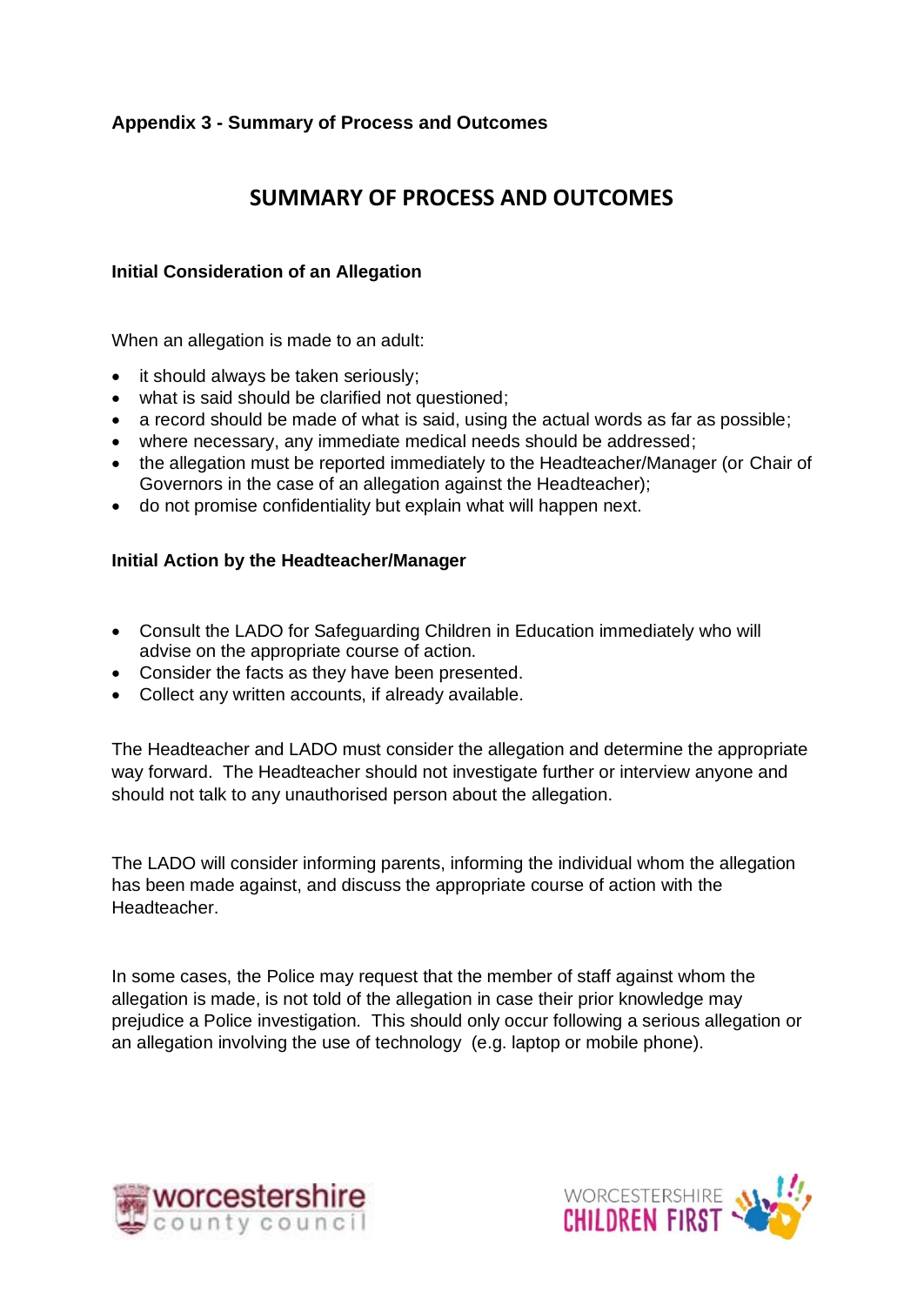**Appendix 3 - Summary of Process and Outcomes**

# SUMMARY OF PROCESS AND OUTCOMES

**Initial Consideration of an Allegation**

When an allegation is made to an adult:

- it should always be taken seriously;
- what is said should be clarified not questioned;
- a record should be made of what is said, using the actual words as far as possible;
- where necessary, any immediate medical needs should be addressed;
- the allegation must be reported immediately to the Headteacher/Manager (or Chair of Governors in the case of an allegation against the Headteacher);
- do not promise confidentiality but explain what will happen next.

**Initial Action by the Headteacher/Manager**

- Consult the LADO for Safeguarding Children in Education immediately who will advise on the appropriate course of action.
- Consider the facts as they have been presented.
- Collect any written accounts, if already available.

The Headteacher and LADO must consider the allegation and determine the appropriate way forward. The Headteacher should not investigate further or interview anyone and should not talk to any unauthorised person about the allegation.

The LADO will consider informing parents, informing the individual whom the allegation has been made against, and discuss the appropriate course of action with the Headteacher.

In some cases, the Police may request that the member of staff against whom the allegation is made, is not told of the allegation in case their prior knowledge may prejudice a Police investigation. This should only occur following a serious allegation or an allegation involving the use of technology (e.g. laptop or mobile phone).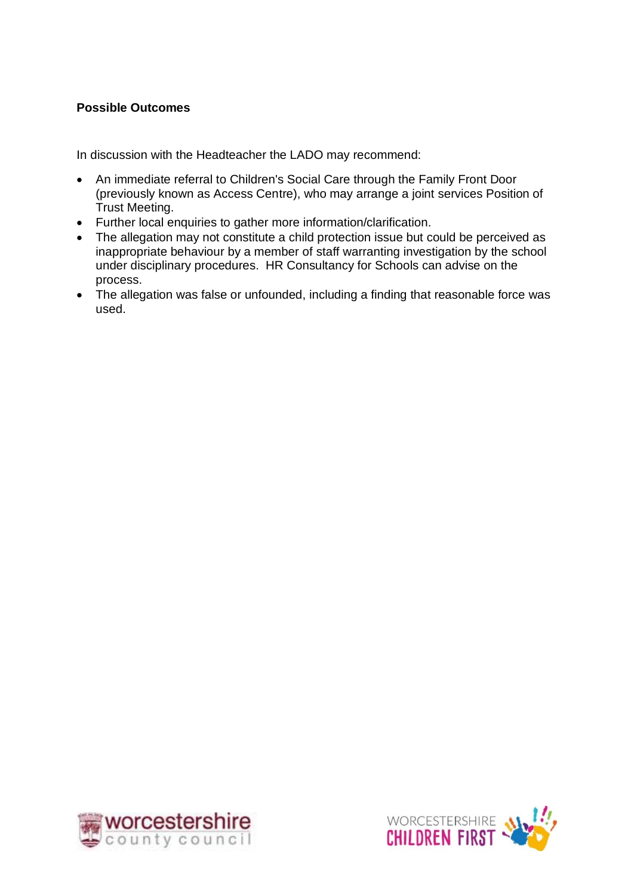**Possible Outcomes**

In discussion with the Headteacher the LADO may recommend:

- An immediate referral to Children's Social Care through the Family Front Door (previously known as Access Centre), who may arrange a joint services Position of Trust Meeting.
- Further local enquiries to gather more information/clarification.
- The allegation may not constitute a child protection issue but could be perceived as inappropriate behaviour by a member of staff warranting investigation by the school under disciplinary procedures. HR Consultancy for Schools can advise on the process.
- The allegation was false or unfounded, including a finding that reasonable force was used.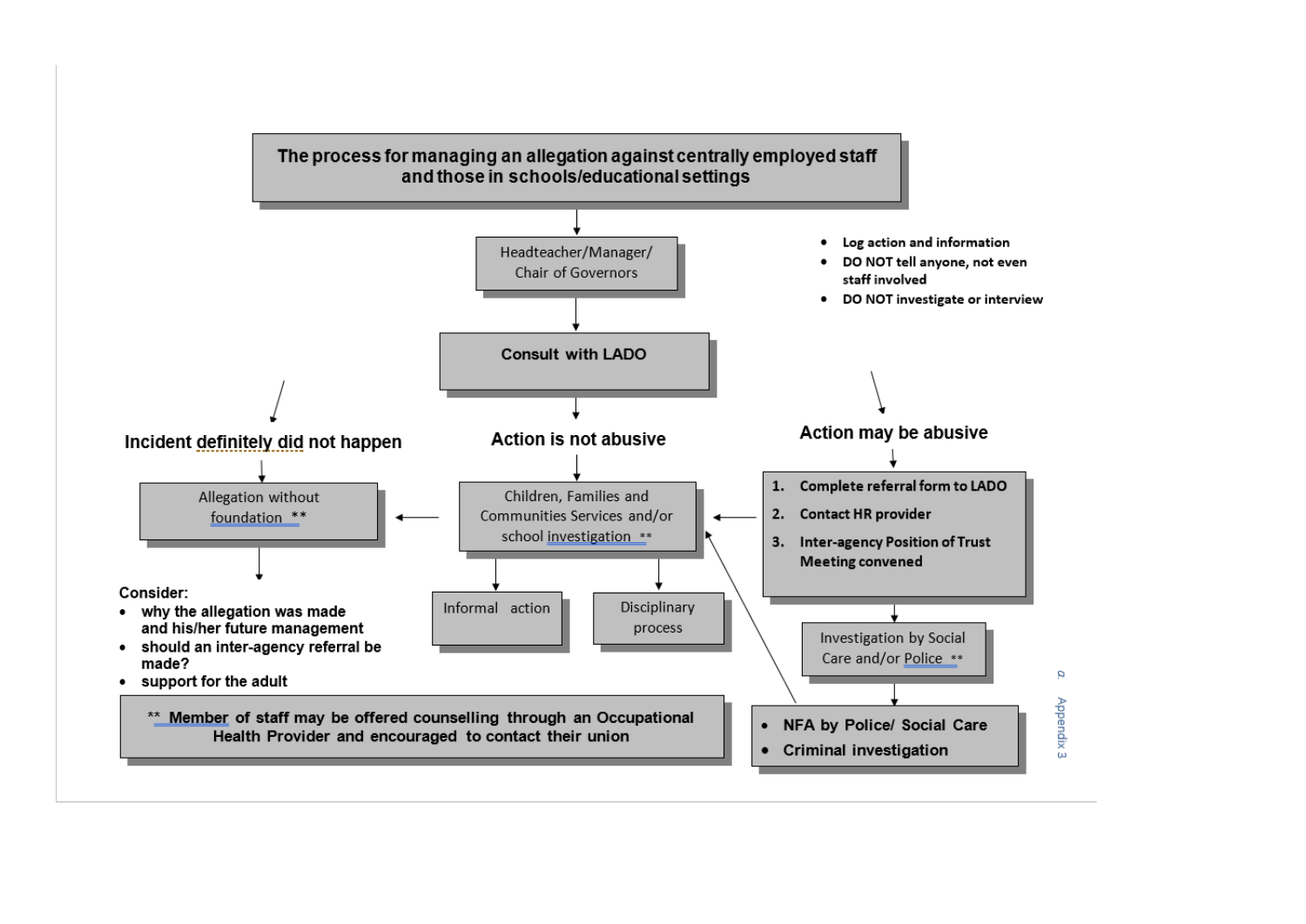# The process for managing an allegation against centrally employed staff and those in schools/educational settings

Headteacher/Manager/ Chair of Governors

- Log action and information
- DO NOT tell anyone, not even staff involved
- DO NOT investigate or interview

**Consult with LADO**

## Incident definitely did not happen

Allegation without foundation **

Consider:

- why the allegation was made and his/her future management
- should an inter-agency referral be made?
- support for the adult

## Action is not abusive

Children, Families and Communities Services and/or school investigation **

- Informal action
- Disciplinary process

## Action may be abusive

1. Complete referral form to LADO
2. Contact HR provider
3. Inter-agency Position of Trust Meeting convened

Investigation by Social Care and/or Police **

- NFA by Police/ Social Care
- Criminal investigation

** Member of staff may be offered counselling through an Occupational Health Provider and encouraged to contact their union

a. Appendix 3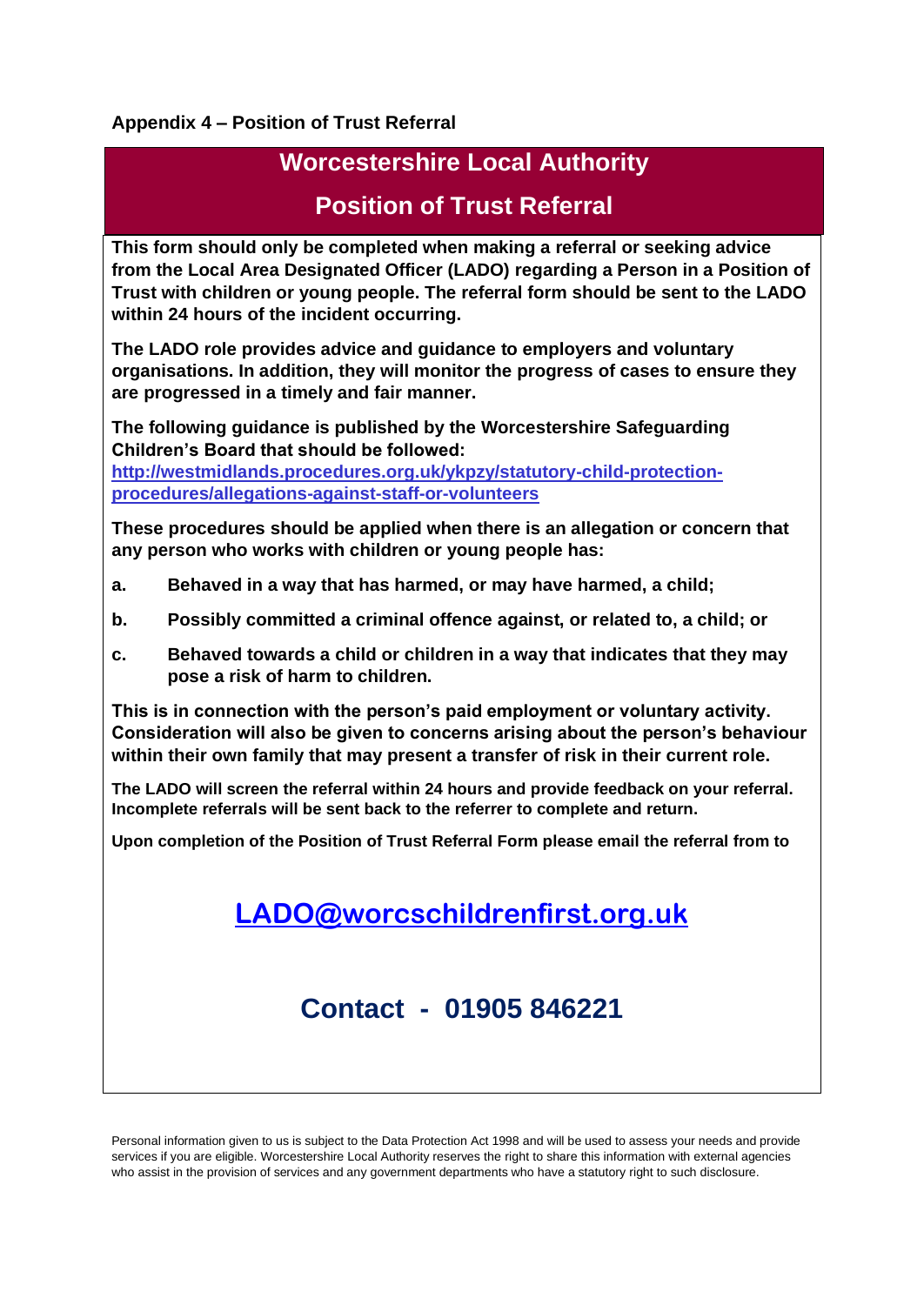**Appendix 4 – Position of Trust Referral**

## Worcestershire Local Authority

## Position of Trust Referral

**This form should only be completed when making a referral or seeking advice from the Local Area Designated Officer (LADO) regarding a Person in a Position of Trust with children or young people. The referral form should be sent to the LADO within 24 hours of the incident occurring.**

**The LADO role provides advice and guidance to employers and voluntary organisations. In addition, they will monitor the progress of cases to ensure they are progressed in a timely and fair manner.**

**The following guidance is published by the Worcestershire Safeguarding Children's Board that should be followed:**
**[http://westmidlands.procedures.org.uk/ykpzy/statutory-child-protection-procedures/allegations-against-staff-or-volunteers](http://westmidlands.procedures.org.uk/ykpzy/statutory-child-protection-procedures/allegations-against-staff-or-volunteers)**

**These procedures should be applied when there is an allegation or concern that any person who works with children or young people has:**

**a. Behaved in a way that has harmed, or may have harmed, a child;**

**b. Possibly committed a criminal offence against, or related to, a child; or**

**c. Behaved towards a child or children in a way that indicates that they may pose a risk of harm to children.**

**This is in connection with the person's paid employment or voluntary activity. Consideration will also be given to concerns arising about the person's behaviour within their own family that may present a transfer of risk in their current role.**

**The LADO will screen the referral within 24 hours and provide feedback on your referral. Incomplete referrals will be sent back to the referrer to complete and return.**

**Upon completion of the Position of Trust Referral Form please email the referral from to**

## [LADO@worcschildrenfirst.org.uk](mailto:LADO@worcschildrenfirst.org.uk)

## Contact - 01905 846221

Personal information given to us is subject to the Data Protection Act 1998 and will be used to assess your needs and provide services if you are eligible. Worcestershire Local Authority reserves the right to share this information with external agencies who assist in the provision of services and any government departments who have a statutory right to such disclosure.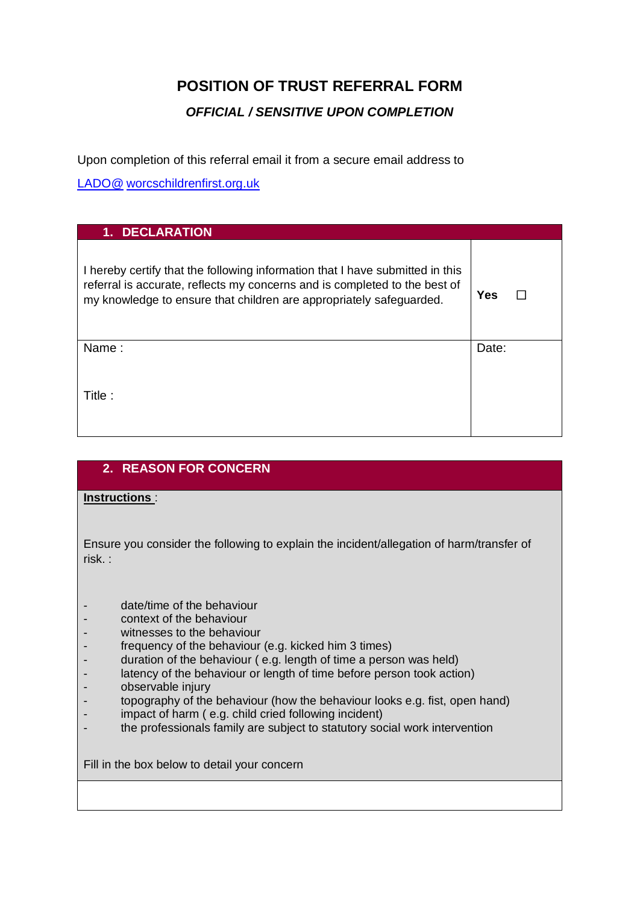# POSITION OF TRUST REFERRAL FORM

***OFFICIAL / SENSITIVE UPON COMPLETION***

Upon completion of this referral email it from a secure email address to

LADO@ worcschildrenfirst.org.uk

| 1. DECLARATION | |
|---|---|
| I hereby certify that the following information that I have submitted in this referral is accurate, reflects my concerns and is completed to the best of my knowledge to ensure that children are appropriately safeguarded. | **Yes** ☐ |
| Name :<br><br>Title : | Date: |

| 2. REASON FOR CONCERN |
|---|
| **Instructions** :<br><br>Ensure you consider the following to explain the incident/allegation of harm/transfer of risk. :<br><br>- date/time of the behaviour<br>- context of the behaviour<br>- witnesses to the behaviour<br>- frequency of the behaviour (e.g. kicked him 3 times)<br>- duration of the behaviour ( e.g. length of time a person was held)<br>- latency of the behaviour or length of time before person took action)<br>- observable injury<br>- topography of the behaviour (how the behaviour looks e.g. fist, open hand)<br>- impact of harm ( e.g. child cried following incident)<br>- the professionals family are subject to statutory social work intervention<br><br>Fill in the box below to detail your concern |
| |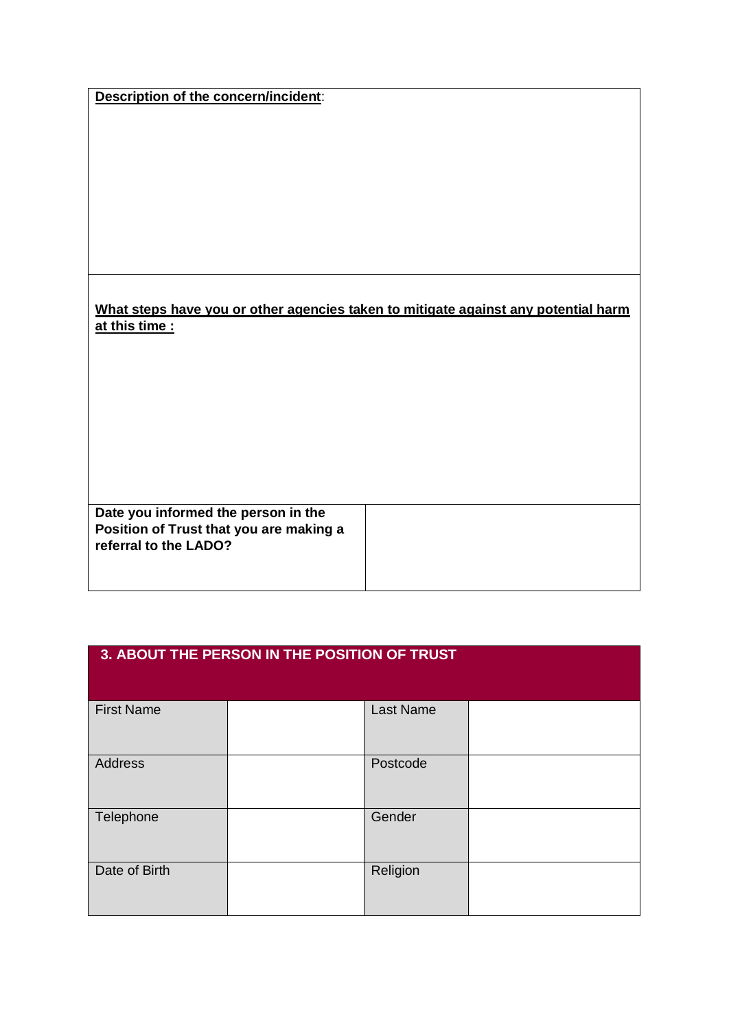| **<u>Description of the concern/incident</u>**: |
|---|
| |
| **<u>What steps have you or other agencies taken to mitigate against any potential harm at this time :</u>** |

| **Date you informed the person in the Position of Trust that you are making a referral to the LADO?** | |
|---|---|

| **3. ABOUT THE PERSON IN THE POSITION OF TRUST** | | | |
|---|---|---|---|
| First Name | | Last Name | |
| Address | | Postcode | |
| Telephone | | Gender | |
| Date of Birth | | Religion | |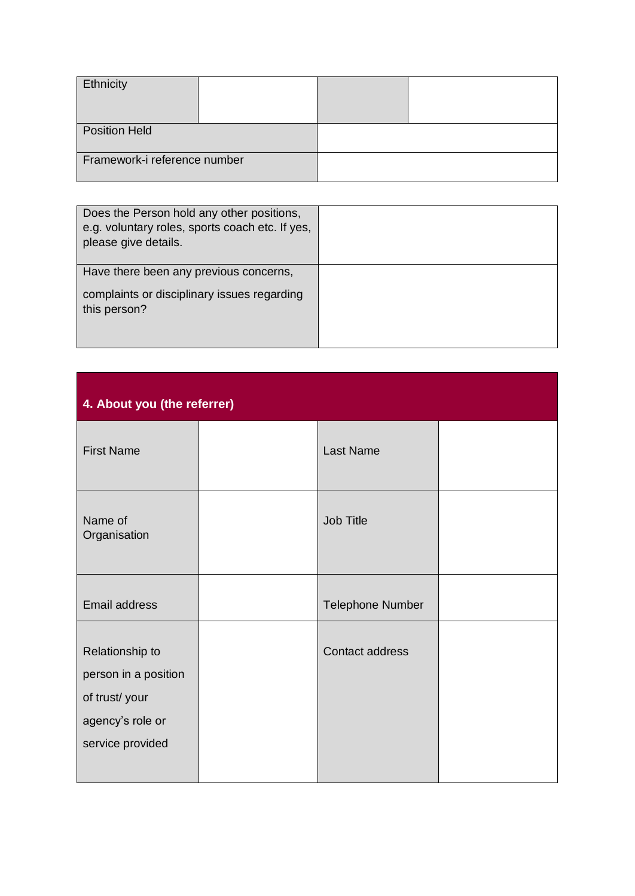| Ethnicity | | | |
|---|---|---|---|
| Position Held | | | |
| Framework-i reference number | | | |

| Does the Person hold any other positions, e.g. voluntary roles, sports coach etc. If yes, please give details. | |
|---|---|
| Have there been any previous concerns, complaints or disciplinary issues regarding this person? | |

| **4. About you (the referrer)** | | | |
|---|---|---|---|
| First Name | | Last Name | |
| Name of Organisation | | Job Title | |
| Email address | | Telephone Number | |
| Relationship to person in a position of trust/ your agency's role or service provided | | Contact address | |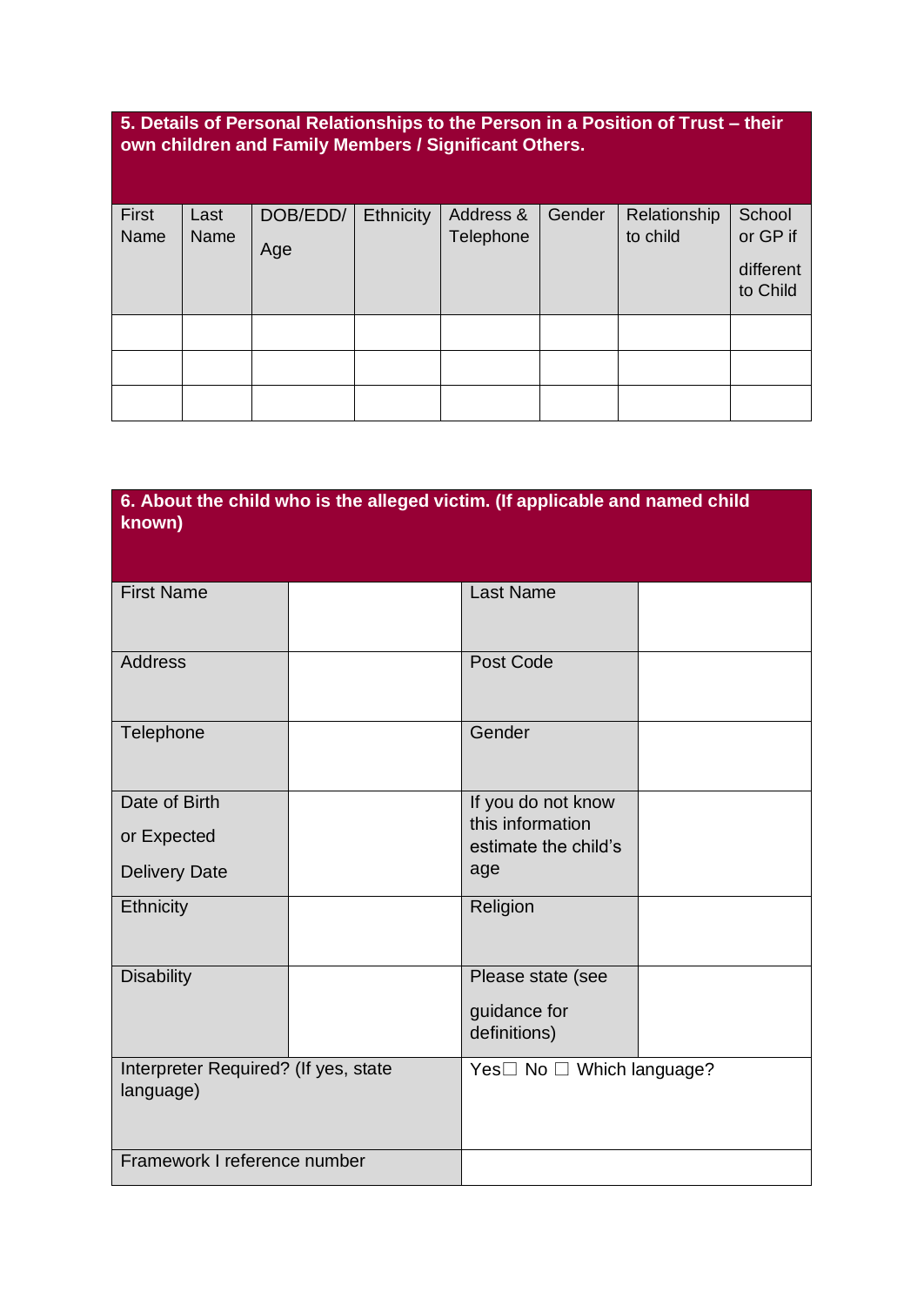| 5. Details of Personal Relationships to the Person in a Position of Trust – their own children and Family Members / Significant Others. | | | | | | | |
|---|---|---|---|---|---|---|---|
| First Name | Last Name | DOB/EDD/ Age | Ethnicity | Address & Telephone | Gender | Relationship to child | School or GP if different to Child |
| | | | | | | | |
| | | | | | | | |
| | | | | | | | |

| 6. About the child who is the alleged victim. (If applicable and named child known) | | | |
|---|---|---|---|
| First Name | | Last Name | |
| Address | | Post Code | |
| Telephone | | Gender | |
| Date of Birth or Expected Delivery Date | | If you do not know this information estimate the child's age | |
| Ethnicity | | Religion | |
| Disability | | Please state (see guidance for definitions) | |
| Interpreter Required? (If yes, state language) | | Yes☐ No ☐ Which language? | |
| Framework I reference number | | | |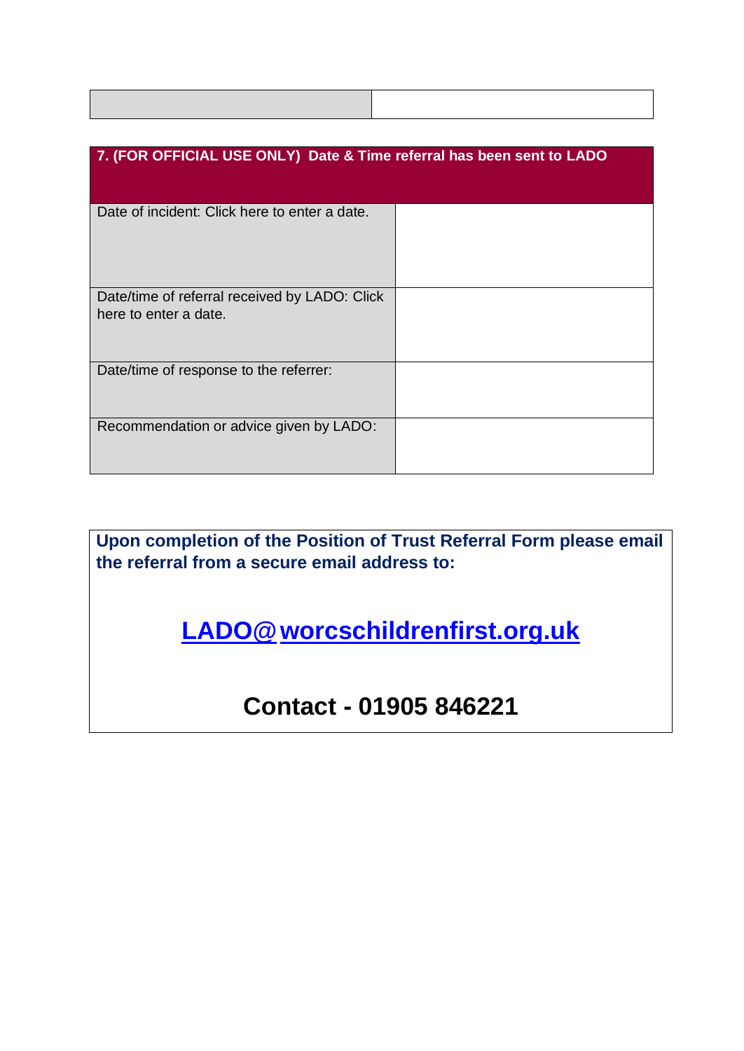| | |
|---|---|
| | |

| 7. (FOR OFFICIAL USE ONLY) Date & Time referral has been sent to LADO | |
|---|---|
| Date of incident: Click here to enter a date. | |
| Date/time of referral received by LADO: Click here to enter a date. | |
| Date/time of response to the referrer: | |
| Recommendation or advice given by LADO: | |

**Upon completion of the Position of Trust Referral Form please email the referral from a secure email address to:**

## LADO@worcschildrenfirst.org.uk

## Contact - 01905 846221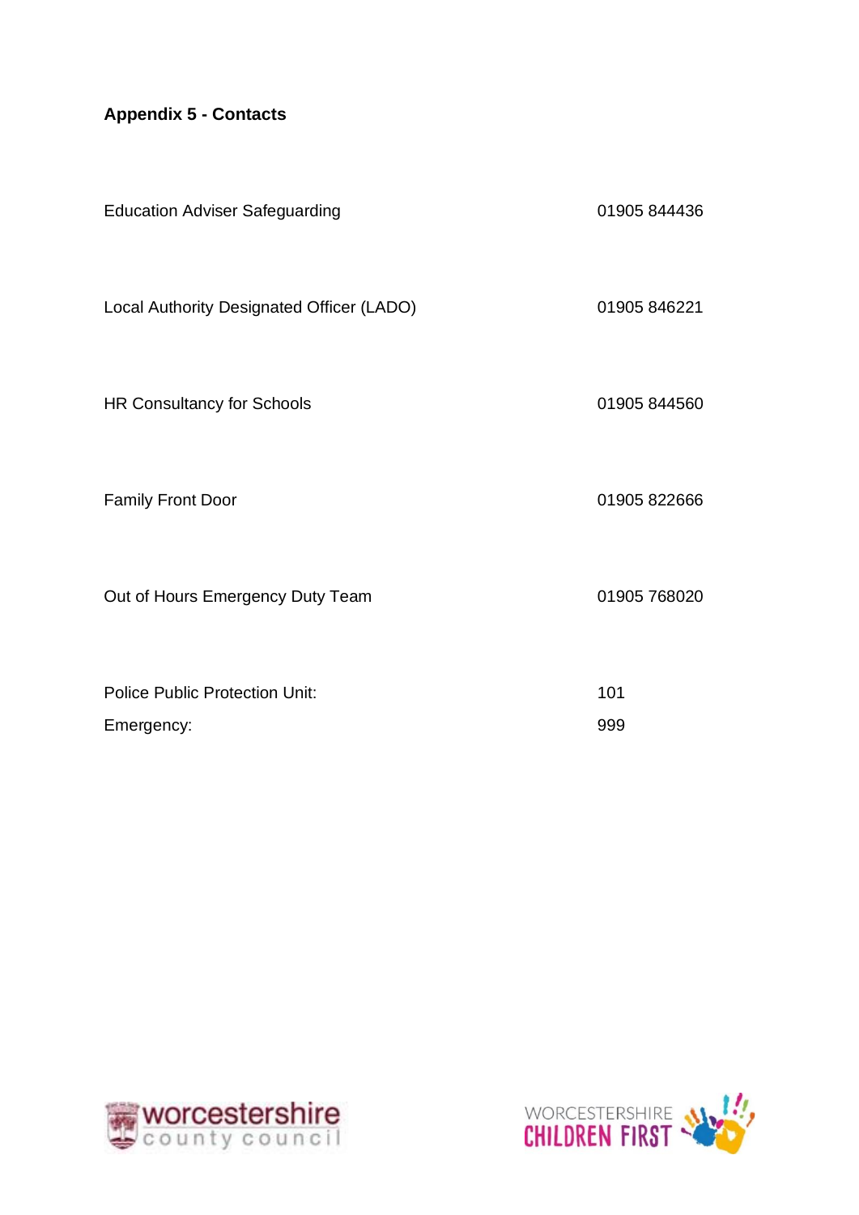**Appendix 5 - Contacts**

| | |
|---|---|
| Education Adviser Safeguarding | 01905 844436 |
| Local Authority Designated Officer (LADO) | 01905 846221 |
| HR Consultancy for Schools | 01905 844560 |
| Family Front Door | 01905 822666 |
| Out of Hours Emergency Duty Team | 01905 768020 |
| Police Public Protection Unit: | 101 |
| Emergency: | 999 |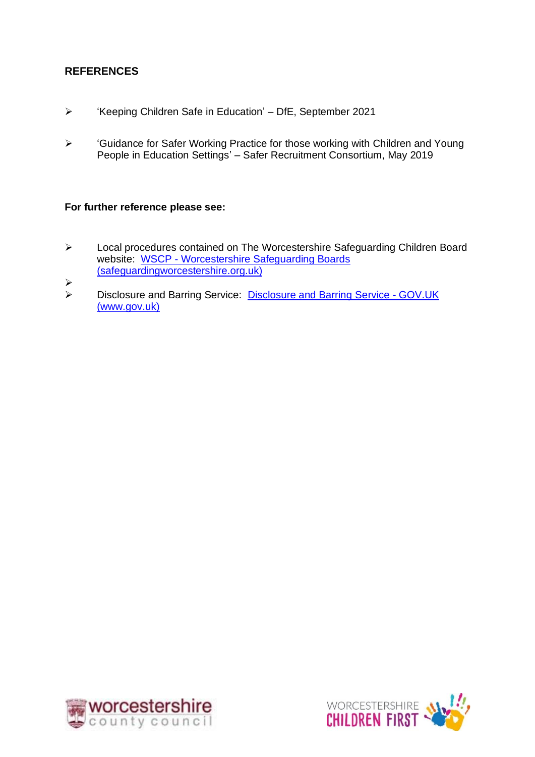**REFERENCES**

- 'Keeping Children Safe in Education' – DfE, September 2021

- 'Guidance for Safer Working Practice for those working with Children and Young People in Education Settings' – Safer Recruitment Consortium, May 2019

**For further reference please see:**

- Local procedures contained on The Worcestershire Safeguarding Children Board website: WSCP - Worcestershire Safeguarding Boards (safeguardingworcestershire.org.uk)
- 
- Disclosure and Barring Service: Disclosure and Barring Service - GOV.UK (www.gov.uk)